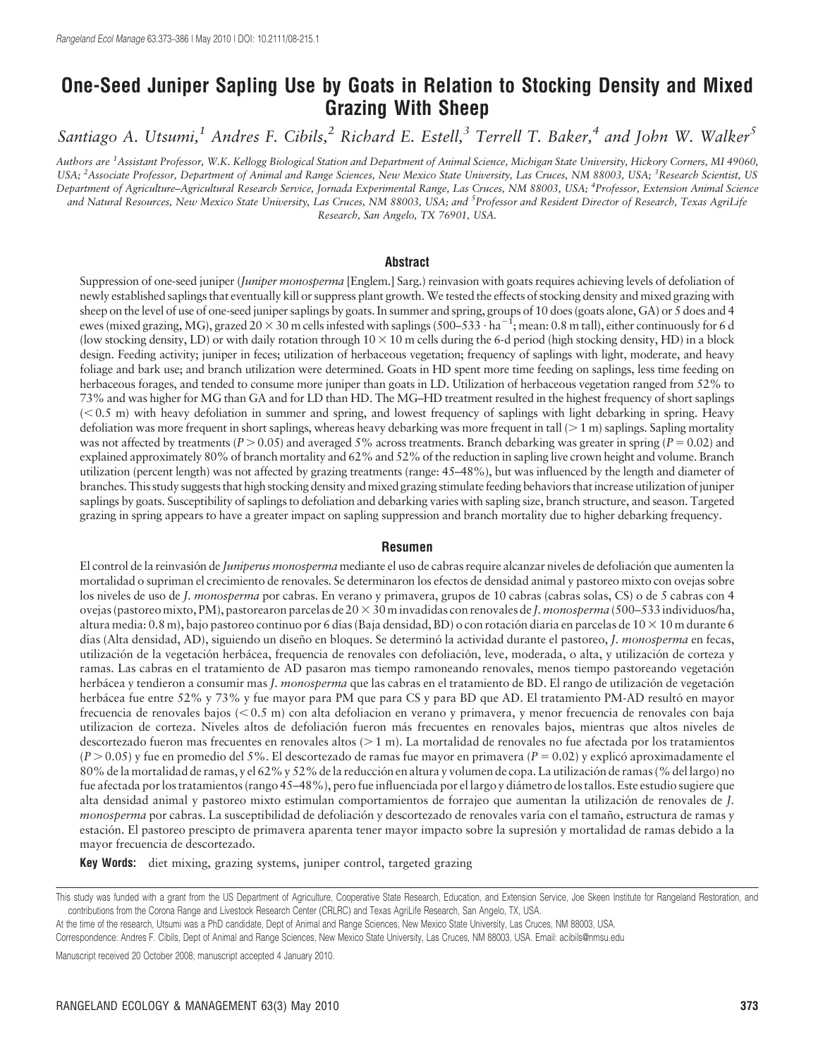# One-Seed Juniper Sapling Use by Goats in Relation to Stocking Density and Mixed Grazing With Sheep

*Santiago A. Utsumi,[1] Andres F. Cibils,[2] Richard E. Estell,[3] Terrell T. Baker,[4] and John W. Walker[5]*

*Authors are [1]Assistant Professor, W.K. Kellogg Biological Station and Department of Animal Science, Michigan State University, Hickory Corners, MI 49060, USA; [2]Associate Professor, Department of Animal and Range Sciences, New Mexico State University, Las Cruces, NM 88003, USA; [3]Research Scientist, US Department of Agriculture–Agricultural Research Service, Jornada Experimental Range, Las Cruces, NM 88003, USA; [4]Professor, Extension Animal Science and Natural Resources, New Mexico State University, Las Cruces, NM 88003, USA; and [5]Professor and Resident Director of Research, Texas AgriLife Research, San Angelo, TX 76901, USA.*

## Abstract

Suppression of one-seed juniper (*Juniper monosperma* [Englem.] Sarg.) reinvasion with goats requires achieving levels of defoliation of newly established saplings that eventually kill or suppress plant growth. We tested the effects of stocking density and mixed grazing with sheep on the level of use of one-seed juniper saplings by goats. In summer and spring, groups of 10 does (goats alone, GA) or 5 does and 4 ewes (mixed grazing, MG), grazed $20 \times 30$ m cells infested with saplings ($500–533 \cdot \text{ha}^{-1}$; mean: 0.8 m tall), either continuously for 6 d (low stocking density, LD) or with daily rotation through $10 \times 10$ m cells during the 6-d period (high stocking density, HD) in a block design. Feeding activity; juniper in feces; utilization of herbaceous vegetation; frequency of saplings with light, moderate, and heavy foliage and bark use; and branch utilization were determined. Goats in HD spent more time feeding on saplings, less time feeding on herbaceous forages, and tended to consume more juniper than goats in LD. Utilization of herbaceous vegetation ranged from 52% to 73% and was higher for MG than GA and for LD than HD. The MG–HD treatment resulted in the highest frequency of short saplings (< 0.5 m) with heavy defoliation in summer and spring, and lowest frequency of saplings with light debarking in spring. Heavy defoliation was more frequent in short saplings, whereas heavy debarking was more frequent in tall (> 1 m) saplings. Sapling mortality was not affected by treatments ($P > 0.05$) and averaged 5% across treatments. Branch debarking was greater in spring ($P = 0.02$) and explained approximately 80% of branch mortality and 62% and 52% of the reduction in sapling live crown height and volume. Branch utilization (percent length) was not affected by grazing treatments (range: 45–48%), but was influenced by the length and diameter of branches. This study suggests that high stocking density and mixed grazing stimulate feeding behaviors that increase utilization of juniper saplings by goats. Susceptibility of saplings to defoliation and debarking varies with sapling size, branch structure, and season. Targeted grazing in spring appears to have a greater impact on sapling suppression and branch mortality due to higher debarking frequency.

## Resumen

El control de la reinvasión de *Juniperus monosperma* mediante el uso de cabras require alcanzar niveles de defoliación que aumenten la mortalidad o supriman el crecimiento de renovales. Se determinaron los efectos de densidad animal y pastoreo mixto con ovejas sobre los niveles de uso de *J. monosperma* por cabras. En verano y primavera, grupos de 10 cabras (cabras solas, CS) o de 5 cabras con 4 ovejas (pastoreo mixto, PM), pastorearon parcelas de $20 \times 30$ m invadidas con renovales de *J. monosperma* (500–533 individuos/ha, altura media: 0.8 m), bajo pastoreo continuo por 6 días (Baja densidad, BD) o con rotación diaria en parcelas de $10 \times 10$ m durante 6 días (Alta densidad, AD), siguiendo un diseño en bloques. Se determinó la actividad durante el pastoreo, *J. monosperma* en fecas, utilización de la vegetación herbácea, frequencia de renovales con defoliación, leve, moderada, o alta, y utilización de corteza y ramas. Las cabras en el tratamiento de AD pasaron mas tiempo ramoneando renovales, menos tiempo pastoreando vegetación herbácea y tendieron a consumir mas *J. monosperma* que las cabras en el tratamiento de BD. El rango de utilización de vegetación herbácea fue entre 52% y 73% y fue mayor para PM que para CS y para BD que AD. El tratamiento PM-AD resultó en mayor frecuencia de renovales bajos (< 0.5 m) con alta defoliacion en verano y primavera, y menor frecuencia de renovales con baja utilizacion de corteza. Niveles altos de defoliación fueron más frecuentes en renovales bajos, mientras que altos niveles de descortezado fueron mas frecuentes en renovales altos (> 1 m). La mortalidad de renovales no fue afectada por los tratamientos ($P > 0.05$) y fue en promedio del 5%. El descortezado de ramas fue mayor en primavera ($P = 0.02$) y explicó aproximadamente el 80% de la mortalidad de ramas, y el 62% y 52% de la reducción en altura y volumen de copa. La utilización de ramas (% del largo) no fue afectada por los tratamientos (rango 45–48%), pero fue influenciada por el largo y diámetro de los tallos. Este estudio sugiere que alta densidad animal y pastoreo mixto estimulan comportamientos de forrajeo que aumentan la utilización de renovales de *J. monosperma* por cabras. La susceptibilidad de defoliación y descortezado de renovales varía con el tamaño, estructura de ramas y estación. El pastoreo prescipto de primavera aparenta tener mayor impacto sobre la supresión y mortalidad de ramas debido a la mayor frecuencia de descortezado.

**Key Words:** diet mixing, grazing systems, juniper control, targeted grazing

This study was funded with a grant from the US Department of Agriculture, Cooperative State Research, Education, and Extension Service, Joe Skeen Institute for Rangeland Restoration, and contributions from the Corona Range and Livestock Research Center (CRLRC) and Texas AgriLife Research, San Angelo, TX, USA.

At the time of the research, Utsumi was a PhD candidate, Dept of Animal and Range Sciences, New Mexico State University, Las Cruces, NM 88003, USA.

Correspondence: Andres F. Cibils, Dept of Animal and Range Sciences, New Mexico State University, Las Cruces, NM 88003, USA. Email: acibils@nmsu.edu

Manuscript received 20 October 2008; manuscript accepted 4 January 2010.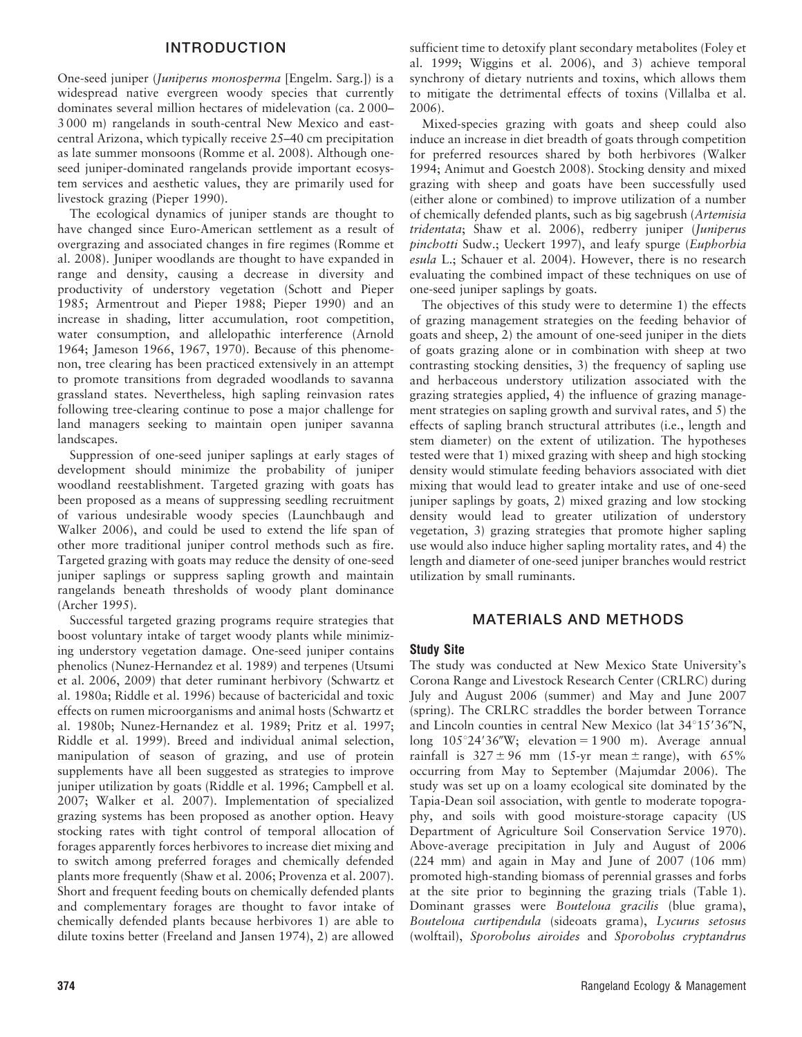## INTRODUCTION

One-seed juniper (*Juniperus monosperma* [Engelm. Sarg.]) is a widespread native evergreen woody species that currently dominates several million hectares of midelevation (ca. 2 000–3 000 m) rangelands in south-central New Mexico and east-central Arizona, which typically receive 25–40 cm precipitation as late summer monsoons (Romme et al. 2008). Although one-seed juniper-dominated rangelands provide important ecosystem services and aesthetic values, they are primarily used for livestock grazing (Pieper 1990).

The ecological dynamics of juniper stands are thought to have changed since Euro-American settlement as a result of overgrazing and associated changes in fire regimes (Romme et al. 2008). Juniper woodlands are thought to have expanded in range and density, causing a decrease in diversity and productivity of understory vegetation (Schott and Pieper 1985; Armentrout and Pieper 1988; Pieper 1990) and an increase in shading, litter accumulation, root competition, water consumption, and allelopathic interference (Arnold 1964; Jameson 1966, 1967, 1970). Because of this phenomenon, tree clearing has been practiced extensively in an attempt to promote transitions from degraded woodlands to savanna grassland states. Nevertheless, high sapling reinvasion rates following tree-clearing continue to pose a major challenge for land managers seeking to maintain open juniper savanna landscapes.

Suppression of one-seed juniper saplings at early stages of development should minimize the probability of juniper woodland reestablishment. Targeted grazing with goats has been proposed as a means of suppressing seedling recruitment of various undesirable woody species (Launchbaugh and Walker 2006), and could be used to extend the life span of other more traditional juniper control methods such as fire. Targeted grazing with goats may reduce the density of one-seed juniper saplings or suppress sapling growth and maintain rangelands beneath thresholds of woody plant dominance (Archer 1995).

Successful targeted grazing programs require strategies that boost voluntary intake of target woody plants while minimizing understory vegetation damage. One-seed juniper contains phenolics (Nunez-Hernandez et al. 1989) and terpenes (Utsumi et al. 2006, 2009) that deter ruminant herbivory (Schwartz et al. 1980a; Riddle et al. 1996) because of bactericidal and toxic effects on rumen microorganisms and animal hosts (Schwartz et al. 1980b; Nunez-Hernandez et al. 1989; Pritz et al. 1997; Riddle et al. 1999). Breed and individual animal selection, manipulation of season of grazing, and use of protein supplements have all been suggested as strategies to improve juniper utilization by goats (Riddle et al. 1996; Campbell et al. 2007; Walker et al. 2007). Implementation of specialized grazing systems has been proposed as another option. Heavy stocking rates with tight control of temporal allocation of forages apparently forces herbivores to increase diet mixing and to switch among preferred forages and chemically defended plants more frequently (Shaw et al. 2006; Provenza et al. 2007). Short and frequent feeding bouts on chemically defended plants and complementary forages are thought to favor intake of chemically defended plants because herbivores 1) are able to dilute toxins better (Freeland and Jansen 1974), 2) are allowed sufficient time to detoxify plant secondary metabolites (Foley et al. 1999; Wiggins et al. 2006), and 3) achieve temporal synchrony of dietary nutrients and toxins, which allows them to mitigate the detrimental effects of toxins (Villalba et al. 2006).

Mixed-species grazing with goats and sheep could also induce an increase in diet breadth of goats through competition for preferred resources shared by both herbivores (Walker 1994; Animut and Goestch 2008). Stocking density and mixed grazing with sheep and goats have been successfully used (either alone or combined) to improve utilization of a number of chemically defended plants, such as big sagebrush (*Artemisia tridentata*; Shaw et al. 2006), redberry juniper (*Juniperus pinchotti* Sudw.; Ueckert 1997), and leafy spurge (*Euphorbia esula* L.; Schauer et al. 2004). However, there is no research evaluating the combined impact of these techniques on use of one-seed juniper saplings by goats.

The objectives of this study were to determine 1) the effects of grazing management strategies on the feeding behavior of goats and sheep, 2) the amount of one-seed juniper in the diets of goats grazing alone or in combination with sheep at two contrasting stocking densities, 3) the frequency of sapling use and herbaceous understory utilization associated with the grazing strategies applied, 4) the influence of grazing management strategies on sapling growth and survival rates, and 5) the effects of sapling branch structural attributes (i.e., length and stem diameter) on the extent of utilization. The hypotheses tested were that 1) mixed grazing with sheep and high stocking density would stimulate feeding behaviors associated with diet mixing that would lead to greater intake and use of one-seed juniper saplings by goats, 2) mixed grazing and low stocking density would lead to greater utilization of understory vegetation, 3) grazing strategies that promote higher sapling use would also induce higher sapling mortality rates, and 4) the length and diameter of one-seed juniper branches would restrict utilization by small ruminants.

## MATERIALS AND METHODS

### Study Site

The study was conducted at New Mexico State University's Corona Range and Livestock Research Center (CRLRC) during July and August 2006 (summer) and May and June 2007 (spring). The CRLRC straddles the border between Torrance and Lincoln counties in central New Mexico (lat 34°15′36″N, long 105°24′36″W; elevation = 1 900 m). Average annual rainfall is 327 ± 96 mm (15-yr mean ± range), with 65% occurring from May to September (Majumdar 2006). The study was set up on a loamy ecological site dominated by the Tapia-Dean soil association, with gentle to moderate topography, and soils with good moisture-storage capacity (US Department of Agriculture Soil Conservation Service 1970). Above-average precipitation in July and August of 2006 (224 mm) and again in May and June of 2007 (106 mm) promoted high-standing biomass of perennial grasses and forbs at the site prior to beginning the grazing trials (Table 1). Dominant grasses were *Bouteloua gracilis* (blue grama), *Bouteloua curtipendula* (sideoats grama), *Lycurus setosus* (wolftail), *Sporobolus airoides* and *Sporobolus cryptandrus*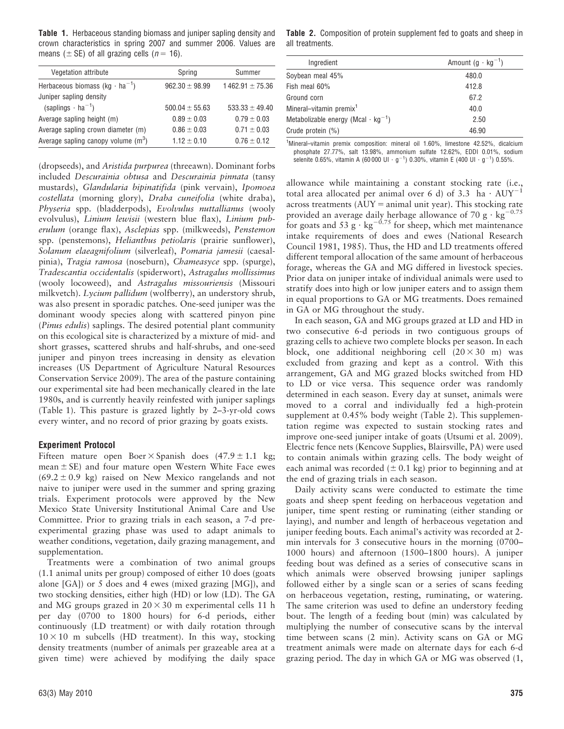**Table 1.** Herbaceous standing biomass and juniper sapling density and crown characteristics in spring 2007 and summer 2006. Values are means (± SE) of all grazing cells ($n = 16$).

| Vegetation attribute | Spring | Summer |
|---|---|---|
| Herbaceous biomass ($kg \cdot ha^{-1}$) | 962.30 ± 98.99 | 1 462.91 ± 75.36 |
| Juniper sapling density ($saplings \cdot ha^{-1}$) | 500.04 ± 55.63 | 533.33 ± 49.40 |
| Average sapling height (m) | 0.89 ± 0.03 | 0.79 ± 0.03 |
| Average sapling crown diameter (m) | 0.86 ± 0.03 | 0.71 ± 0.03 |
| Average sapling canopy volume ($m^3$) | 1.12 ± 0.10 | 0.76 ± 0.12 |

(dropseeds), and *Aristida purpurea* (threeawn). Dominant forbs included *Descurainia obtusa* and *Descurainia pinnata* (tansy mustards), *Glandularia bipinatifida* (pink vervain), *Ipomoea costellata* (morning glory), *Draba cuneifolia* (white draba), *Physeria* spp. (bladderpods), *Evolvulus nuttallianus* (wooly evolvulus), *Linium lewisii* (western blue flax), *Linium puberulum* (orange flax), *Asclepias* spp. (milkweeds), *Penstemon* spp. (penstemons), *Helianthus petiolaris* (prairie sunflower), *Solanum elaeagnifolium* (silverleaf), *Pomaria jamesii* (caesalpinia), *Tragia ramosa* (noseburn), *Chameasyce* spp. (spurge), *Tradescantia occidentalis* (spiderwort), *Astragalus mollissimus* (wooly locoweed), and *Astragalus missouriensis* (Missouri milkvetch). *Lycium pallidum* (wolfberry), an understory shrub, was also present in sporadic patches. One-seed juniper was the dominant woody species along with scattered pinyon pine (*Pinus edulis*) saplings. The desired potential plant community on this ecological site is characterized by a mixture of mid- and short grasses, scattered shrubs and half-shrubs, and one-seed juniper and pinyon trees increasing in density as elevation increases (US Department of Agriculture Natural Resources Conservation Service 2009). The area of the pasture containing our experimental site had been mechanically cleared in the late 1980s, and is currently heavily reinfested with juniper saplings (Table 1). This pasture is grazed lightly by 2–3-yr-old cows every winter, and no record of prior grazing by goats exists.

### Experiment Protocol

Fifteen mature open Boer × Spanish does (47.9 ± 1.1 kg; mean ± SE) and four mature open Western White Face ewes (69.2 ± 0.9 kg) raised on New Mexico rangelands and not naive to juniper were used in the summer and spring grazing trials. Experiment protocols were approved by the New Mexico State University Institutional Animal Care and Use Committee. Prior to grazing trials in each season, a 7-d pre-experimental grazing phase was used to adapt animals to weather conditions, vegetation, daily grazing management, and supplementation.

Treatments were a combination of two animal groups (1.1 animal units per group) composed of either 10 does (goats alone [GA]) or 5 does and 4 ewes (mixed grazing [MG]), and two stocking densities, either high (HD) or low (LD). The GA and MG groups grazed in 20 × 30 m experimental cells 11 h per day (0700 to 1800 hours) for 6-d periods, either continuously (LD treatment) or with daily rotation through 10 × 10 m subcells (HD treatment). In this way, stocking density treatments (number of animals per grazeable area at a given time) were achieved by modifying the daily space allowance while maintaining a constant stocking rate (i.e., total area allocated per animal over 6 d) of 3.3 $ha \cdot AUY^{-1}$ across treatments (AUY = animal unit year). This stocking rate provided an average daily herbage allowance of 70 $g \cdot kg^{-0.75}$ for goats and 53 $g \cdot kg^{-0.75}$ for sheep, which met maintenance intake requirements of does and ewes (National Research Council 1981, 1985). Thus, the HD and LD treatments offered different temporal allocation of the same amount of herbaceous forage, whereas the GA and MG differed in livestock species. Prior data on juniper intake of individual animals were used to stratify does into high or low juniper eaters and to assign them in equal proportions to GA or MG treatments. Does remained in GA or MG throughout the study.

In each season, GA and MG groups grazed at LD and HD in two consecutive 6-d periods in two contiguous groups of grazing cells to achieve two complete blocks per season. In each block, one additional neighboring cell (20 × 30 m) was excluded from grazing and kept as a control. With this arrangement, GA and MG grazed blocks switched from HD to LD or vice versa. This sequence order was randomly determined in each season. Every day at sunset, animals were moved to a corral and individually fed a high-protein supplement at 0.45% body weight (Table 2). This supplementation regime was expected to sustain stocking rates and improve one-seed juniper intake of goats (Utsumi et al. 2009). Electric fence nets (Kencove Supplies, Blairsville, PA) were used to contain animals within grazing cells. The body weight of each animal was recorded (± 0.1 kg) prior to beginning and at the end of grazing trials in each season.

Daily activity scans were conducted to estimate the time goats and sheep spent feeding on herbaceous vegetation and juniper, time spent resting or ruminating (either standing or laying), and number and length of herbaceous vegetation and juniper feeding bouts. Each animal's activity was recorded at 2-min intervals for 3 consecutive hours in the morning (0700–1000 hours) and afternoon (1500–1800 hours). A juniper feeding bout was defined as a series of consecutive scans in which animals were observed browsing juniper saplings followed either by a single scan or a series of scans feeding on herbaceous vegetation, resting, ruminating, or watering. The same criterion was used to define an understory feeding bout. The length of a feeding bout (min) was calculated by multiplying the number of consecutive scans by the interval time between scans (2 min). Activity scans on GA or MG treatment animals were made on alternate days for each 6-d grazing period. The day in which GA or MG was observed (1,

**Table 2.** Composition of protein supplement fed to goats and sheep in all treatments.

| Ingredient | Amount ($g \cdot kg^{-1}$) |
|---|---|
| Soybean meal 45% | 480.0 |
| Fish meal 60% | 412.8 |
| Ground corn | 67.2 |
| Mineral–vitamin premix[1] | 40.0 |
| Metabolizable energy ($Mcal \cdot kg^{-1}$) | 2.50 |
| Crude protein (%) | 46.90 |

[1]Mineral–vitamin premix composition: mineral oil 1.60%, limestone 42.52%, dicalcium phosphate 27.77%, salt 13.98%, ammonium sulfate 12.62%, EDDI 0.01%, sodium selenite 0.65%, vitamin A (60 000 UI · $g^{-1}$) 0.30%, vitamin E (400 UI · $g^{-1}$) 0.55%.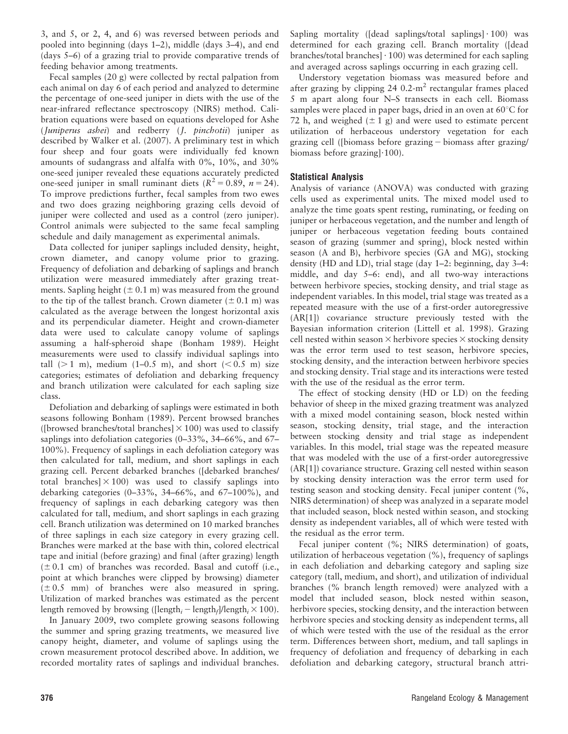3, and 5, or 2, 4, and 6) was reversed between periods and pooled into beginning (days 1–2), middle (days 3–4), and end (days 5–6) of a grazing trial to provide comparative trends of feeding behavior among treatments.

Fecal samples (20 g) were collected by rectal palpation from each animal on day 6 of each period and analyzed to determine the percentage of one-seed juniper in diets with the use of the near-infrared reflectance spectroscopy (NIRS) method. Calibration equations were based on equations developed for Ashe (*Juniperus ashei*) and redberry (*J. pinchotii*) juniper as described by Walker et al. (2007). A preliminary test in which four sheep and four goats were individually fed known amounts of sudangrass and alfalfa with 0%, 10%, and 30% one-seed juniper revealed these equations accurately predicted one-seed juniper in small ruminant diets ($R^2 = 0.89$, $n = 24$). To improve predictions further, fecal samples from two ewes and two does grazing neighboring grazing cells devoid of juniper were collected and used as a control (zero juniper). Control animals were subjected to the same fecal sampling schedule and daily management as experimental animals.

Data collected for juniper saplings included density, height, crown diameter, and canopy volume prior to grazing. Frequency of defoliation and debarking of saplings and branch utilization were measured immediately after grazing treatments. Sapling height ($\pm$ 0.1 m) was measured from the ground to the tip of the tallest branch. Crown diameter ($\pm$ 0.1 m) was calculated as the average between the longest horizontal axis and its perpendicular diameter. Height and crown-diameter data were used to calculate canopy volume of saplings assuming a half-spheroid shape (Bonham 1989). Height measurements were used to classify individual saplings into tall ($>$ 1 m), medium (1–0.5 m), and short ($<$ 0.5 m) size categories; estimates of defoliation and debarking frequency and branch utilization were calculated for each sapling size class.

Defoliation and debarking of saplings were estimated in both seasons following Bonham (1989). Percent browsed branches ([browsed branches/total branches] $\times$ 100) was used to classify saplings into defoliation categories (0–33%, 34–66%, and 67–100%). Frequency of saplings in each defoliation category was then calculated for tall, medium, and short saplings in each grazing cell. Percent debarked branches ([debarked branches/total branches] $\times$ 100) was used to classify saplings into debarking categories (0–33%, 34–66%, and 67–100%), and frequency of saplings in each debarking category was then calculated for tall, medium, and short saplings in each grazing cell. Branch utilization was determined on 10 marked branches of three saplings in each size category in every grazing cell. Branches were marked at the base with thin, colored electrical tape and initial (before grazing) and final (after grazing) length ($\pm$ 0.1 cm) of branches was recorded. Basal and cutoff (i.e., point at which branches were clipped by browsing) diameter ($\pm$ 0.5 mm) of branches were also measured in spring. Utilization of marked branches was estimated as the percent length removed by browsing ([$\text{length}_i - \text{length}_f$]/$\text{length}_i \times 100$).

In January 2009, two complete growing seasons following the summer and spring grazing treatments, we measured live canopy height, diameter, and volume of saplings using the crown measurement protocol described above. In addition, we recorded mortality rates of saplings and individual branches. Sapling mortality ([dead saplings/total saplings] $\cdot$ 100) was determined for each grazing cell. Branch mortality ([dead branches/total branches] $\cdot$ 100) was determined for each sapling and averaged across saplings occurring in each grazing cell.

Understory vegetation biomass was measured before and after grazing by clipping 24 0.2-$\text{m}^2$ rectangular frames placed 5 m apart along four N–S transects in each cell. Biomass samples were placed in paper bags, dried in an oven at 60°C for 72 h, and weighed ($\pm$ 1 g) and were used to estimate percent utilization of herbaceous understory vegetation for each grazing cell ([biomass before grazing − biomass after grazing/biomass before grazing]$\cdot$100).

## Statistical Analysis

Analysis of variance (ANOVA) was conducted with grazing cells used as experimental units. The mixed model used to analyze the time goats spent resting, ruminating, or feeding on juniper or herbaceous vegetation, and the number and length of juniper or herbaceous vegetation feeding bouts contained season of grazing (summer and spring), block nested within season (A and B), herbivore species (GA and MG), stocking density (HD and LD), trial stage (day 1–2: beginning, day 3–4: middle, and day 5–6: end), and all two-way interactions between herbivore species, stocking density, and trial stage as independent variables. In this model, trial stage was treated as a repeated measure with the use of a first-order autoregressive (AR[1]) covariance structure previously tested with the Bayesian information criterion (Littell et al. 1998). Grazing cell nested within season $\times$ herbivore species $\times$ stocking density was the error term used to test season, herbivore species, stocking density, and the interaction between herbivore species and stocking density. Trial stage and its interactions were tested with the use of the residual as the error term.

The effect of stocking density (HD or LD) on the feeding behavior of sheep in the mixed grazing treatment was analyzed with a mixed model containing season, block nested within season, stocking density, trial stage, and the interaction between stocking density and trial stage as independent variables. In this model, trial stage was the repeated measure that was modeled with the use of a first-order autoregressive (AR[1]) covariance structure. Grazing cell nested within season by stocking density interaction was the error term used for testing season and stocking density. Fecal juniper content (%, NIRS determination) of sheep was analyzed in a separate model that included season, block nested within season, and stocking density as independent variables, all of which were tested with the residual as the error term.

Fecal juniper content (%; NIRS determination) of goats, utilization of herbaceous vegetation (%), frequency of saplings in each defoliation and debarking category and sapling size category (tall, medium, and short), and utilization of individual branches (% branch length removed) were analyzed with a model that included season, block nested within season, herbivore species, stocking density, and the interaction between herbivore species and stocking density as independent terms, all of which were tested with the use of the residual as the error term. Differences between short, medium, and tall saplings in frequency of defoliation and frequency of debarking in each defoliation and debarking category, structural branch attri-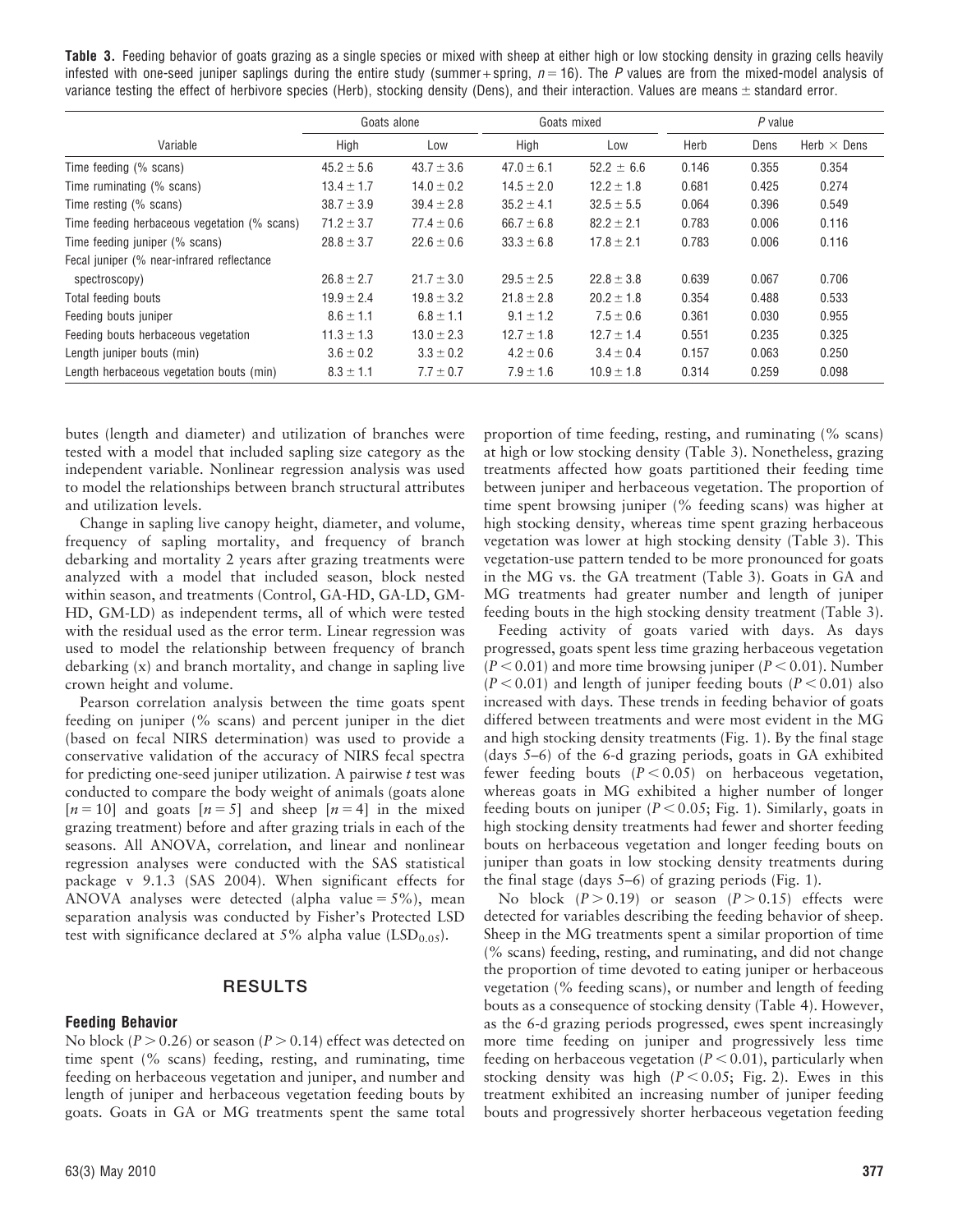**Table 3.** Feeding behavior of goats grazing as a single species or mixed with sheep at either high or low stocking density in grazing cells heavily infested with one-seed juniper saplings during the entire study (summer + spring, $n = 16$). The *P* values are from the mixed-model analysis of variance testing the effect of herbivore species (Herb), stocking density (Dens), and their interaction. Values are means ± standard error.

| Variable | Goats alone | | Goats mixed | | *P* value | | |
|---|---|---|---|---|---|---|---|
| | High | Low | High | Low | Herb | Dens | Herb × Dens |
| Time feeding (% scans) | 45.2 ± 5.6 | 43.7 ± 3.6 | 47.0 ± 6.1 | 52.2 ± 6.6 | 0.146 | 0.355 | 0.354 |
| Time ruminating (% scans) | 13.4 ± 1.7 | 14.0 ± 0.2 | 14.5 ± 2.0 | 12.2 ± 1.8 | 0.681 | 0.425 | 0.274 |
| Time resting (% scans) | 38.7 ± 3.9 | 39.4 ± 2.8 | 35.2 ± 4.1 | 32.5 ± 5.5 | 0.064 | 0.396 | 0.549 |
| Time feeding herbaceous vegetation (% scans) | 71.2 ± 3.7 | 77.4 ± 0.6 | 66.7 ± 6.8 | 82.2 ± 2.1 | 0.783 | 0.006 | 0.116 |
| Time feeding juniper (% scans) | 28.8 ± 3.7 | 22.6 ± 0.6 | 33.3 ± 6.8 | 17.8 ± 2.1 | 0.783 | 0.006 | 0.116 |
| Fecal juniper (% near-infrared reflectance spectroscopy) | 26.8 ± 2.7 | 21.7 ± 3.0 | 29.5 ± 2.5 | 22.8 ± 3.8 | 0.639 | 0.067 | 0.706 |
| Total feeding bouts | 19.9 ± 2.4 | 19.8 ± 3.2 | 21.8 ± 2.8 | 20.2 ± 1.8 | 0.354 | 0.488 | 0.533 |
| Feeding bouts juniper | 8.6 ± 1.1 | 6.8 ± 1.1 | 9.1 ± 1.2 | 7.5 ± 0.6 | 0.361 | 0.030 | 0.955 |
| Feeding bouts herbaceous vegetation | 11.3 ± 1.3 | 13.0 ± 2.3 | 12.7 ± 1.8 | 12.7 ± 1.4 | 0.551 | 0.235 | 0.325 |
| Length juniper bouts (min) | 3.6 ± 0.2 | 3.3 ± 0.2 | 4.2 ± 0.6 | 3.4 ± 0.4 | 0.157 | 0.063 | 0.250 |
| Length herbaceous vegetation bouts (min) | 8.3 ± 1.1 | 7.7 ± 0.7 | 7.9 ± 1.6 | 10.9 ± 1.8 | 0.314 | 0.259 | 0.098 |

butes (length and diameter) and utilization of branches were tested with a model that included sapling size category as the independent variable. Nonlinear regression analysis was used to model the relationships between branch structural attributes and utilization levels.

Change in sapling live canopy height, diameter, and volume, frequency of sapling mortality, and frequency of branch debarking and mortality 2 years after grazing treatments were analyzed with a model that included season, block nested within season, and treatments (Control, GA-HD, GA-LD, GM-HD, GM-LD) as independent terms, all of which were tested with the residual used as the error term. Linear regression was used to model the relationship between frequency of branch debarking (x) and branch mortality, and change in sapling live crown height and volume.

Pearson correlation analysis between the time goats spent feeding on juniper (% scans) and percent juniper in the diet (based on fecal NIRS determination) was used to provide a conservative validation of the accuracy of NIRS fecal spectra for predicting one-seed juniper utilization. A pairwise *t* test was conducted to compare the body weight of animals (goats alone [$n = 10$] and goats [$n = 5$] and sheep [$n = 4$] in the mixed grazing treatment) before and after grazing trials in each of the seasons. All ANOVA, correlation, and linear and nonlinear regression analyses were conducted with the SAS statistical package v 9.1.3 (SAS 2004). When significant effects for ANOVA analyses were detected (alpha value = 5%), mean separation analysis was conducted by Fisher's Protected LSD test with significance declared at 5% alpha value ($LSD_{0.05}$).

## RESULTS

### Feeding Behavior

No block ($P > 0.26$) or season ($P > 0.14$) effect was detected on time spent (% scans) feeding, resting, and ruminating, time feeding on herbaceous vegetation and juniper, and number and length of juniper and herbaceous vegetation feeding bouts by goats. Goats in GA or MG treatments spent the same total proportion of time feeding, resting, and ruminating (% scans) at high or low stocking density (Table 3). Nonetheless, grazing treatments affected how goats partitioned their feeding time between juniper and herbaceous vegetation. The proportion of time spent browsing juniper (% feeding scans) was higher at high stocking density, whereas time spent grazing herbaceous vegetation was lower at high stocking density (Table 3). This vegetation-use pattern tended to be more pronounced for goats in the MG vs. the GA treatment (Table 3). Goats in GA and MG treatments had greater number and length of juniper feeding bouts in the high stocking density treatment (Table 3).

Feeding activity of goats varied with days. As days progressed, goats spent less time grazing herbaceous vegetation ($P < 0.01$) and more time browsing juniper ($P < 0.01$). Number ($P < 0.01$) and length of juniper feeding bouts ($P < 0.01$) also increased with days. These trends in feeding behavior of goats differed between treatments and were most evident in the MG and high stocking density treatments (Fig. 1). By the final stage (days 5–6) of the 6-d grazing periods, goats in GA exhibited fewer feeding bouts ($P < 0.05$) on herbaceous vegetation, whereas goats in MG exhibited a higher number of longer feeding bouts on juniper ($P < 0.05$; Fig. 1). Similarly, goats in high stocking density treatments had fewer and shorter feeding bouts on herbaceous vegetation and longer feeding bouts on juniper than goats in low stocking density treatments during the final stage (days 5–6) of grazing periods (Fig. 1).

No block ($P > 0.19$) or season ($P > 0.15$) effects were detected for variables describing the feeding behavior of sheep. Sheep in the MG treatments spent a similar proportion of time (% scans) feeding, resting, and ruminating, and did not change the proportion of time devoted to eating juniper or herbaceous vegetation (% feeding scans), or number and length of feeding bouts as a consequence of stocking density (Table 4). However, as the 6-d grazing periods progressed, ewes spent increasingly more time feeding on juniper and progressively less time feeding on herbaceous vegetation ($P < 0.01$), particularly when stocking density was high ($P < 0.05$; Fig. 2). Ewes in this treatment exhibited an increasing number of juniper feeding bouts and progressively shorter herbaceous vegetation feeding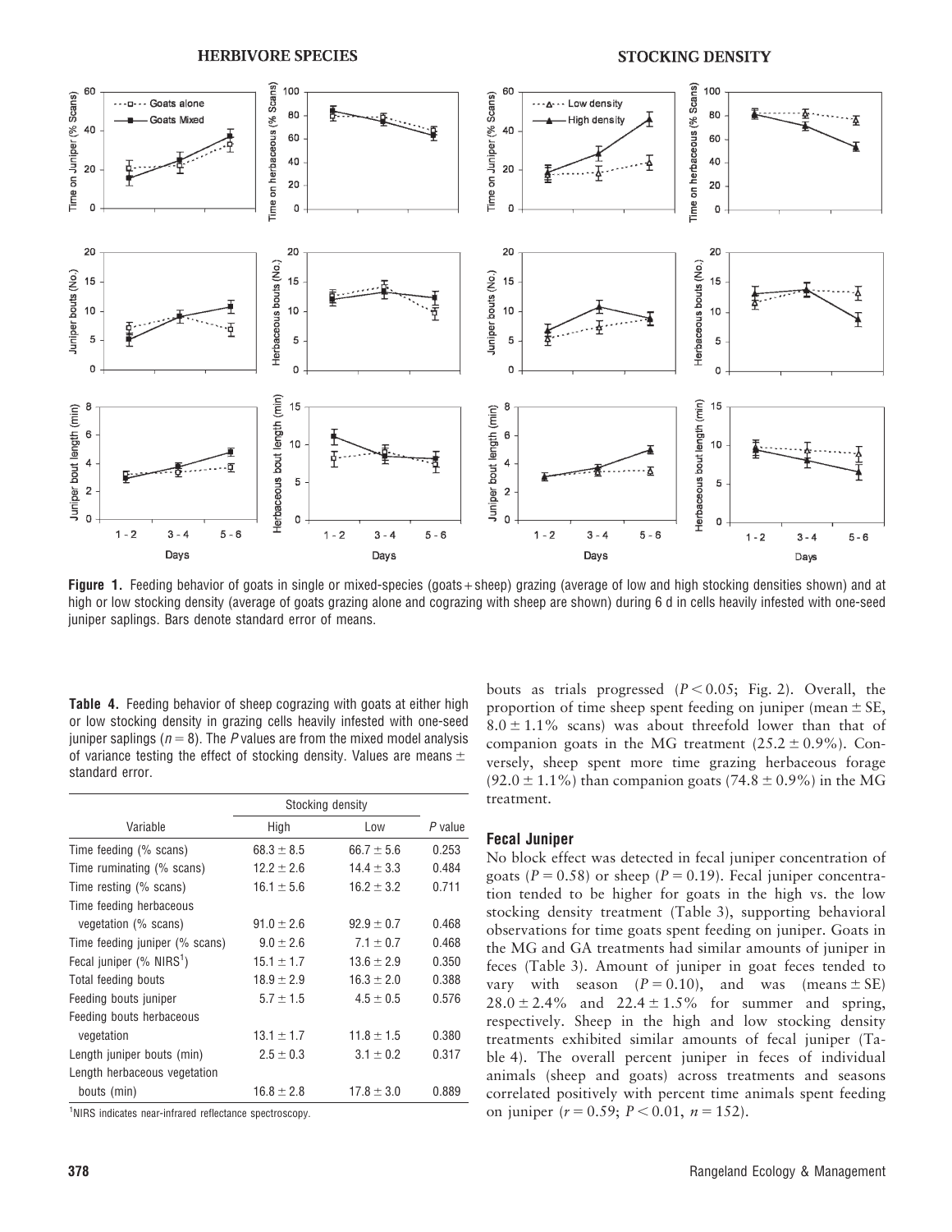Figure 1. Feeding behavior of goats in single or mixed-species (goats + sheep) grazing (average of low and high stocking densities shown) and at high or low stocking density (average of goats grazing alone and cograzing with sheep are shown) during 6 d in cells heavily infested with one-seed juniper saplings. Bars denote standard error of means.

**Table 4.** Feeding behavior of sheep cograzing with goats at either high or low stocking density in grazing cells heavily infested with one-seed juniper saplings ($n = 8$). The *P* values are from the mixed model analysis of variance testing the effect of stocking density. Values are means ± standard error.

| Variable | Stocking density | | *P* value |
|---|---|---|---|
| | High | Low | |
| Time feeding (% scans) | 68.3 ± 8.5 | 66.7 ± 5.6 | 0.253 |
| Time ruminating (% scans) | 12.2 ± 2.6 | 14.4 ± 3.3 | 0.484 |
| Time resting (% scans) | 16.1 ± 5.6 | 16.2 ± 3.2 | 0.711 |
| Time feeding herbaceous vegetation (% scans) | 91.0 ± 2.6 | 92.9 ± 0.7 | 0.468 |
| Time feeding juniper (% scans) | 9.0 ± 2.6 | 7.1 ± 0.7 | 0.468 |
| Fecal juniper (% NIRS[1]) | 15.1 ± 1.7 | 13.6 ± 2.9 | 0.350 |
| Total feeding bouts | 18.9 ± 2.9 | 16.3 ± 2.0 | 0.388 |
| Feeding bouts juniper | 5.7 ± 1.5 | 4.5 ± 0.5 | 0.576 |
| Feeding bouts herbaceous vegetation | 13.1 ± 1.7 | 11.8 ± 1.5 | 0.380 |
| Length juniper bouts (min) | 2.5 ± 0.3 | 3.1 ± 0.2 | 0.317 |
| Length herbaceous vegetation bouts (min) | 16.8 ± 2.8 | 17.8 ± 3.0 | 0.889 |

[1]NIRS indicates near-infrared reflectance spectroscopy.

bouts as trials progressed ($P < 0.05$; Fig. 2). Overall, the proportion of time sheep spent feeding on juniper (mean ± SE, 8.0 ± 1.1% scans) was about threefold lower than that of companion goats in the MG treatment (25.2 ± 0.9%). Conversely, sheep spent more time grazing herbaceous forage (92.0 ± 1.1%) than companion goats (74.8 ± 0.9%) in the MG treatment.

### Fecal Juniper

No block effect was detected in fecal juniper concentration of goats ($P = 0.58$) or sheep ($P = 0.19$). Fecal juniper concentration tended to be higher for goats in the high vs. the low stocking density treatment (Table 3), supporting behavioral observations for time goats spent feeding on juniper. Goats in the MG and GA treatments had similar amounts of juniper in feces (Table 3). Amount of juniper in goat feces tended to vary with season ($P = 0.10$), and was (means ± SE) 28.0 ± 2.4% and 22.4 ± 1.5% for summer and spring, respectively. Sheep in the high and low stocking density treatments exhibited similar amounts of fecal juniper (Table 4). The overall percent juniper in feces of individual animals (sheep and goats) across treatments and seasons correlated positively with percent time animals spent feeding on juniper ($r = 0.59$; $P < 0.01$, $n = 152$).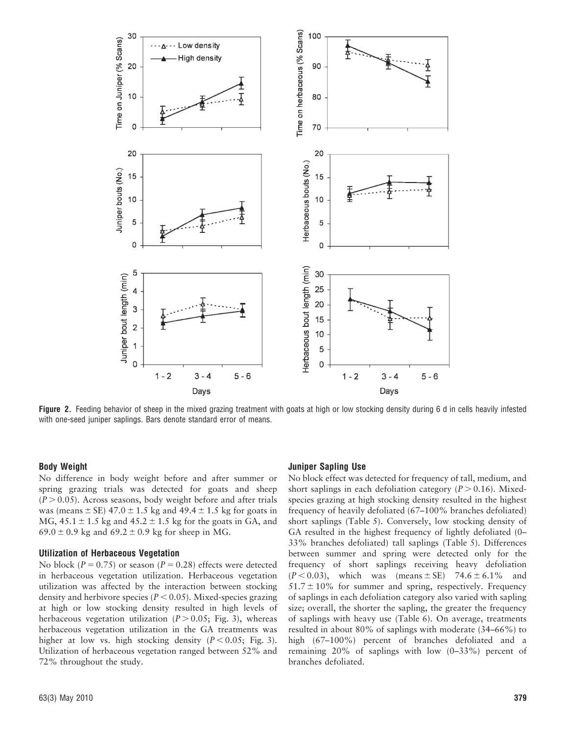Figure 2. Feeding behavior of sheep in the mixed grazing treatment with goats at high or low stocking density during 6 d in cells heavily infested with one-seed juniper saplings. Bars denote standard error of means.

### Body Weight

No difference in body weight before and after summer or spring grazing trials was detected for goats and sheep ($P > 0.05$). Across seasons, body weight before and after trials was (means ± SE) 47.0 ± 1.5 kg and 49.4 ± 1.5 kg for goats in MG, 45.1 ± 1.5 kg and 45.2 ± 1.5 kg for the goats in GA, and 69.0 ± 0.9 kg and 69.2 ± 0.9 kg for sheep in MG.

### Utilization of Herbaceous Vegetation

No block ($P = 0.75$) or season ($P = 0.28$) effects were detected in herbaceous vegetation utilization. Herbaceous vegetation utilization was affected by the interaction between stocking density and herbivore species ($P < 0.05$). Mixed-species grazing at high or low stocking density resulted in high levels of herbaceous vegetation utilization ($P > 0.05$; Fig. 3), whereas herbaceous vegetation utilization in the GA treatments was higher at low vs. high stocking density ($P < 0.05$; Fig. 3). Utilization of herbaceous vegetation ranged between 52% and 72% throughout the study.

### Juniper Sapling Use

No block effect was detected for frequency of tall, medium, and short saplings in each defoliation category ($P > 0.16$). Mixed-species grazing at high stocking density resulted in the highest frequency of heavily defoliated (67–100% branches defoliated) short saplings (Table 5). Conversely, low stocking density of GA resulted in the highest frequency of lightly defoliated (0–33% branches defoliated) tall saplings (Table 5). Differences between summer and spring were detected only for the frequency of short saplings receiving heavy defoliation ($P < 0.03$), which was (means ± SE) 74.6 ± 6.1% and 51.7 ± 10% for summer and spring, respectively. Frequency of saplings in each defoliation category also varied with sapling size; overall, the shorter the sapling, the greater the frequency of saplings with heavy use (Table 6). On average, treatments resulted in about 80% of saplings with moderate (34–66%) to high (67–100%) percent of branches defoliated and a remaining 20% of saplings with low (0–33%) percent of branches defoliated.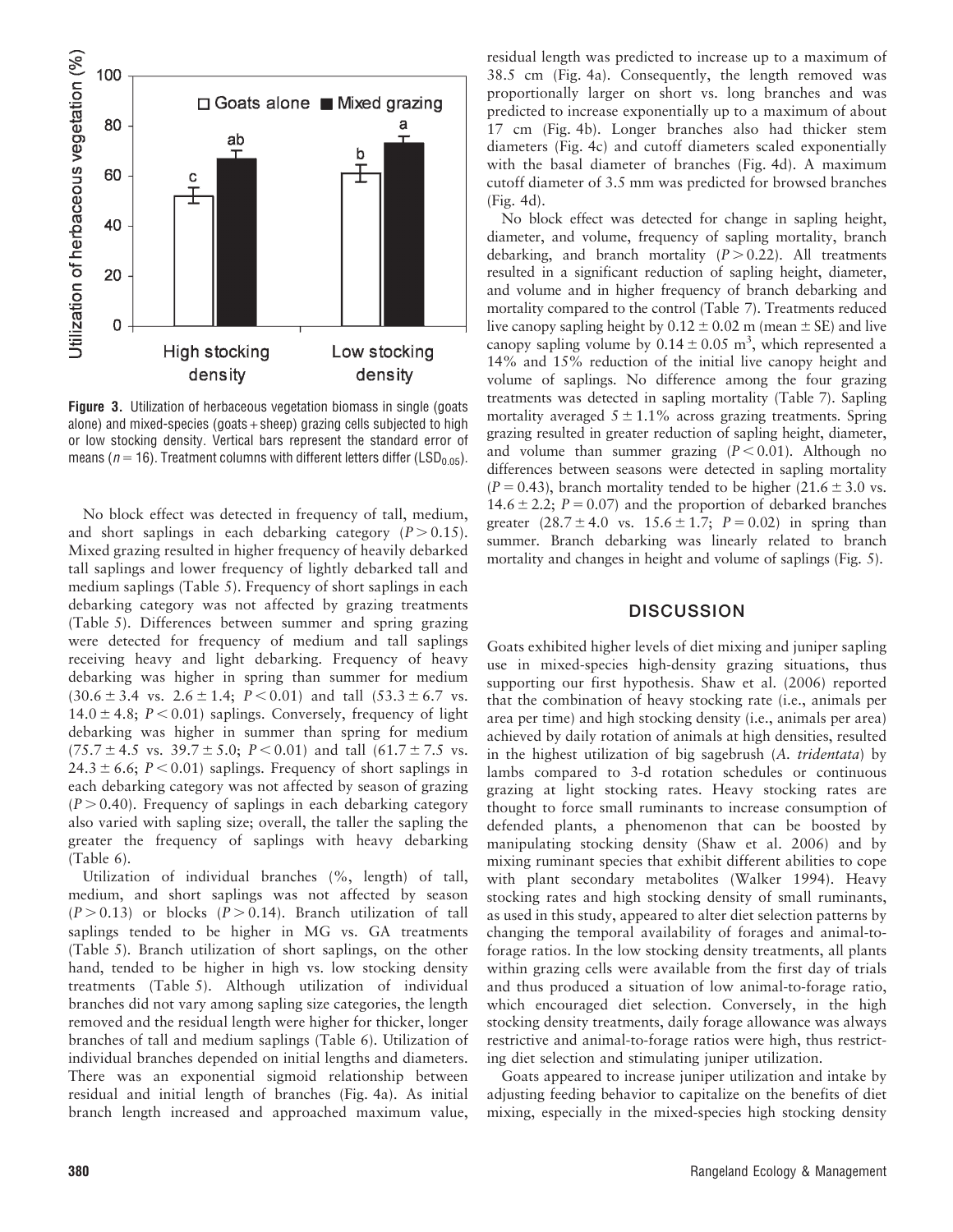Figure 3. Utilization of herbaceous vegetation biomass in single (goats alone) and mixed-species (goats + sheep) grazing cells subjected to high or low stocking density. Vertical bars represent the standard error of means ($n = 16$). Treatment columns with different letters differ ($LSD_{0.05}$).

No block effect was detected in frequency of tall, medium, and short saplings in each debarking category ($P > 0.15$). Mixed grazing resulted in higher frequency of heavily debarked tall saplings and lower frequency of lightly debarked tall and medium saplings (Table 5). Frequency of short saplings in each debarking category was not affected by grazing treatments (Table 5). Differences between summer and spring grazing were detected for frequency of medium and tall saplings receiving heavy and light debarking. Frequency of heavy debarking was higher in spring than summer for medium ($30.6 \pm 3.4$ vs. $2.6 \pm 1.4$; $P < 0.01$) and tall ($53.3 \pm 6.7$ vs. $14.0 \pm 4.8$; $P < 0.01$) saplings. Conversely, frequency of light debarking was higher in summer than spring for medium ($75.7 \pm 4.5$ vs. $39.7 \pm 5.0$; $P < 0.01$) and tall ($61.7 \pm 7.5$ vs. $24.3 \pm 6.6$; $P < 0.01$) saplings. Frequency of short saplings in each debarking category was not affected by season of grazing ($P > 0.40$). Frequency of saplings in each debarking category also varied with sapling size; overall, the taller the sapling the greater the frequency of saplings with heavy debarking (Table 6).

Utilization of individual branches (%, length) of tall, medium, and short saplings was not affected by season ($P > 0.13$) or blocks ($P > 0.14$). Branch utilization of tall saplings tended to be higher in MG vs. GA treatments (Table 5). Branch utilization of short saplings, on the other hand, tended to be higher in high vs. low stocking density treatments (Table 5). Although utilization of individual branches did not vary among sapling size categories, the length removed and the residual length were higher for thicker, longer branches of tall and medium saplings (Table 6). Utilization of individual branches depended on initial lengths and diameters. There was an exponential sigmoid relationship between residual and initial length of branches (Fig. 4a). As initial branch length increased and approached maximum value, residual length was predicted to increase up to a maximum of 38.5 cm (Fig. 4a). Consequently, the length removed was proportionally larger on short vs. long branches and was predicted to increase exponentially up to a maximum of about 17 cm (Fig. 4b). Longer branches also had thicker stem diameters (Fig. 4c) and cutoff diameters scaled exponentially with the basal diameter of branches (Fig. 4d). A maximum cutoff diameter of 3.5 mm was predicted for browsed branches (Fig. 4d).

No block effect was detected for change in sapling height, diameter, and volume, frequency of sapling mortality, branch debarking, and branch mortality ($P > 0.22$). All treatments resulted in a significant reduction of sapling height, diameter, and volume and in higher frequency of branch debarking and mortality compared to the control (Table 7). Treatments reduced live canopy sapling height by $0.12 \pm 0.02$ m (mean ± SE) and live canopy sapling volume by $0.14 \pm 0.05$ $m^3$, which represented a 14% and 15% reduction of the initial live canopy height and volume of saplings. No difference among the four grazing treatments was detected in sapling mortality (Table 7). Sapling mortality averaged $5 \pm 1.1$% across grazing treatments. Spring grazing resulted in greater reduction of sapling height, diameter, and volume than summer grazing ($P < 0.01$). Although no differences between seasons were detected in sapling mortality ($P = 0.43$), branch mortality tended to be higher ($21.6 \pm 3.0$ vs. $14.6 \pm 2.2$; $P = 0.07$) and the proportion of debarked branches greater ($28.7 \pm 4.0$ vs. $15.6 \pm 1.7$; $P = 0.02$) in spring than summer. Branch debarking was linearly related to branch mortality and changes in height and volume of saplings (Fig. 5).

## DISCUSSION

Goats exhibited higher levels of diet mixing and juniper sapling use in mixed-species high-density grazing situations, thus supporting our first hypothesis. Shaw et al. (2006) reported that the combination of heavy stocking rate (i.e., animals per area per time) and high stocking density (i.e., animals per area) achieved by daily rotation of animals at high densities, resulted in the highest utilization of big sagebrush (*A. tridentata*) by lambs compared to 3-d rotation schedules or continuous grazing at light stocking rates. Heavy stocking rates are thought to force small ruminants to increase consumption of defended plants, a phenomenon that can be boosted by manipulating stocking density (Shaw et al. 2006) and by mixing ruminant species that exhibit different abilities to cope with plant secondary metabolites (Walker 1994). Heavy stocking rates and high stocking density of small ruminants, as used in this study, appeared to alter diet selection patterns by changing the temporal availability of forages and animal-to-forage ratios. In the low stocking density treatments, all plants within grazing cells were available from the first day of trials and thus produced a situation of low animal-to-forage ratio, which encouraged diet selection. Conversely, in the high stocking density treatments, daily forage allowance was always restrictive and animal-to-forage ratios were high, thus restricting diet selection and stimulating juniper utilization.

Goats appeared to increase juniper utilization and intake by adjusting feeding behavior to capitalize on the benefits of diet mixing, especially in the mixed-species high stocking density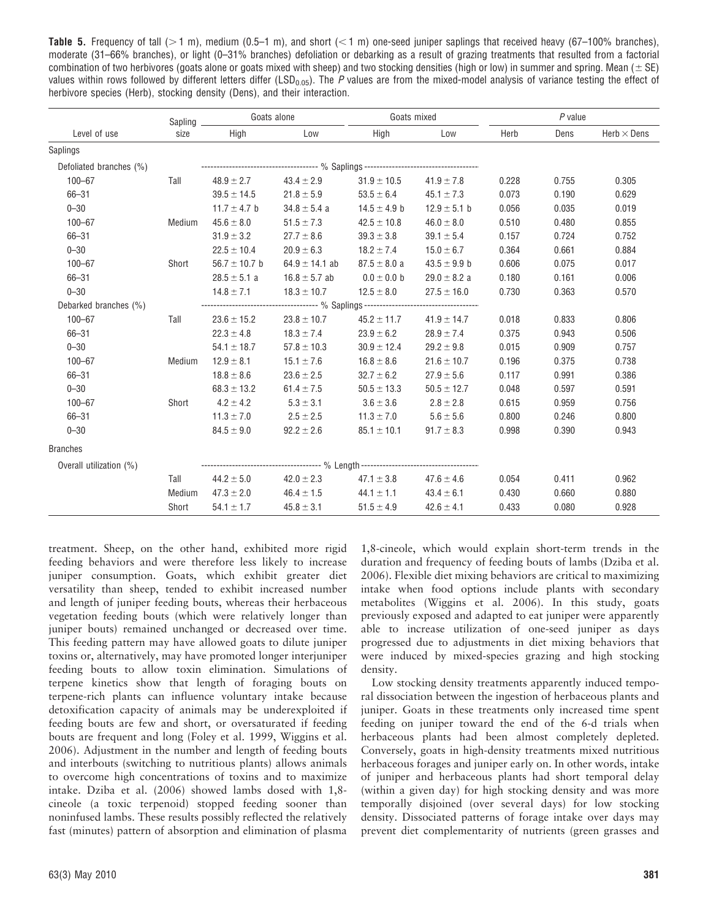**Table 5.** Frequency of tall (> 1 m), medium (0.5–1 m), and short (< 1 m) one-seed juniper saplings that received heavy (67–100% branches), moderate (31–66% branches), or light (0–31% branches) defoliation or debarking as a result of grazing treatments that resulted from a factorial combination of two herbivores (goats alone or goats mixed with sheep) and two stocking densities (high or low) in summer and spring. Mean (± SE) values within rows followed by different letters differ ($LSD_{0.05}$). The *P* values are from the mixed-model analysis of variance testing the effect of herbivore species (Herb), stocking density (Dens), and their interaction.

| Level of use | Sapling size | Goats alone | | Goats mixed | | *P* value | | |
|---|---|---|---|---|---|---|---|---|
| | | High | Low | High | Low | Herb | Dens | Herb × Dens |
| Saplings | | | | | | | | |
| Defoliated branches (%) | | % Saplings | | | | | | |
| 100–67 | Tall | 48.9 ± 2.7 | 43.4 ± 2.9 | 31.9 ± 10.5 | 41.9 ± 7.8 | 0.228 | 0.755 | 0.305 |
| 66–31 | | 39.5 ± 14.5 | 21.8 ± 5.9 | 53.5 ± 6.4 | 45.1 ± 7.3 | 0.073 | 0.190 | 0.629 |
| 0–30 | | 11.7 ± 4.7 b | 34.8 ± 5.4 a | 14.5 ± 4.9 b | 12.9 ± 5.1 b | 0.056 | 0.035 | 0.019 |
| 100–67 | Medium | 45.6 ± 8.0 | 51.5 ± 7.3 | 42.5 ± 10.8 | 46.0 ± 8.0 | 0.510 | 0.480 | 0.855 |
| 66–31 | | 31.9 ± 3.2 | 27.7 ± 8.6 | 39.3 ± 3.8 | 39.1 ± 5.4 | 0.157 | 0.724 | 0.752 |
| 0–30 | | 22.5 ± 10.4 | 20.9 ± 6.3 | 18.2 ± 7.4 | 15.0 ± 6.7 | 0.364 | 0.661 | 0.884 |
| 100–67 | Short | 56.7 ± 10.7 b | 64.9 ± 14.1 ab | 87.5 ± 8.0 a | 43.5 ± 9.9 b | 0.606 | 0.075 | 0.017 |
| 66–31 | | 28.5 ± 5.1 a | 16.8 ± 5.7 ab | 0.0 ± 0.0 b | 29.0 ± 8.2 a | 0.180 | 0.161 | 0.006 |
| 0–30 | | 14.8 ± 7.1 | 18.3 ± 10.7 | 12.5 ± 8.0 | 27.5 ± 16.0 | 0.730 | 0.363 | 0.570 |
| Debarked branches (%) | | % Saplings | | | | | | |
| 100–67 | Tall | 23.6 ± 15.2 | 23.8 ± 10.7 | 45.2 ± 11.7 | 41.9 ± 14.7 | 0.018 | 0.833 | 0.806 |
| 66–31 | | 22.3 ± 4.8 | 18.3 ± 7.4 | 23.9 ± 6.2 | 28.9 ± 7.4 | 0.375 | 0.943 | 0.506 |
| 0–30 | | 54.1 ± 18.7 | 57.8 ± 10.3 | 30.9 ± 12.4 | 29.2 ± 9.8 | 0.015 | 0.909 | 0.757 |
| 100–67 | Medium | 12.9 ± 8.1 | 15.1 ± 7.6 | 16.8 ± 8.6 | 21.6 ± 10.7 | 0.196 | 0.375 | 0.738 |
| 66–31 | | 18.8 ± 8.6 | 23.6 ± 2.5 | 32.7 ± 6.2 | 27.9 ± 5.6 | 0.117 | 0.991 | 0.386 |
| 0–30 | | 68.3 ± 13.2 | 61.4 ± 7.5 | 50.5 ± 13.3 | 50.5 ± 12.7 | 0.048 | 0.597 | 0.591 |
| 100–67 | Short | 4.2 ± 4.2 | 5.3 ± 3.1 | 3.6 ± 3.6 | 2.8 ± 2.8 | 0.615 | 0.959 | 0.756 |
| 66–31 | | 11.3 ± 7.0 | 2.5 ± 2.5 | 11.3 ± 7.0 | 5.6 ± 5.6 | 0.800 | 0.246 | 0.800 |
| 0–30 | | 84.5 ± 9.0 | 92.2 ± 2.6 | 85.1 ± 10.1 | 91.7 ± 8.3 | 0.998 | 0.390 | 0.943 |
| Branches | | | | | | | | |
| Overall utilization (%) | | % Length | | | | | | |
| | Tall | 44.2 ± 5.0 | 42.0 ± 2.3 | 47.1 ± 3.8 | 47.6 ± 4.6 | 0.054 | 0.411 | 0.962 |
| | Medium | 47.3 ± 2.0 | 46.4 ± 1.5 | 44.1 ± 1.1 | 43.4 ± 6.1 | 0.430 | 0.660 | 0.880 |
| | Short | 54.1 ± 1.7 | 45.8 ± 3.1 | 51.5 ± 4.9 | 42.6 ± 4.1 | 0.433 | 0.080 | 0.928 |

treatment. Sheep, on the other hand, exhibited more rigid feeding behaviors and were therefore less likely to increase juniper consumption. Goats, which exhibit greater diet versatility than sheep, tended to exhibit increased number and length of juniper feeding bouts, whereas their herbaceous vegetation feeding bouts (which were relatively longer than juniper bouts) remained unchanged or decreased over time. This feeding pattern may have allowed goats to dilute juniper toxins or, alternatively, may have promoted longer interjuniper feeding bouts to allow toxin elimination. Simulations of terpene kinetics show that length of foraging bouts on terpene-rich plants can influence voluntary intake because detoxification capacity of animals may be underexploited if feeding bouts are few and short, or oversaturated if feeding bouts are frequent and long (Foley et al. 1999, Wiggins et al. 2006). Adjustment in the number and length of feeding bouts and interbouts (switching to nutritious plants) allows animals to overcome high concentrations of toxins and to maximize intake. Dziba et al. (2006) showed lambs dosed with 1,8-cineole (a toxic terpenoid) stopped feeding sooner than noninfused lambs. These results possibly reflected the relatively fast (minutes) pattern of absorption and elimination of plasma 1,8-cineole, which would explain short-term trends in the duration and frequency of feeding bouts of lambs (Dziba et al. 2006). Flexible diet mixing behaviors are critical to maximizing intake when food options include plants with secondary metabolites (Wiggins et al. 2006). In this study, goats previously exposed and adapted to eat juniper were apparently able to increase utilization of one-seed juniper as days progressed due to adjustments in diet mixing behaviors that were induced by mixed-species grazing and high stocking density.

Low stocking density treatments apparently induced temporal dissociation between the ingestion of herbaceous plants and juniper. Goats in these treatments only increased time spent feeding on juniper toward the end of the 6-d trials when herbaceous plants had been almost completely depleted. Conversely, goats in high-density treatments mixed nutritious herbaceous forages and juniper early on. In other words, intake of juniper and herbaceous plants had short temporal delay (within a given day) for high stocking density and was more temporally disjoined (over several days) for low stocking density. Dissociated patterns of forage intake over days may prevent diet complementarity of nutrients (green grasses and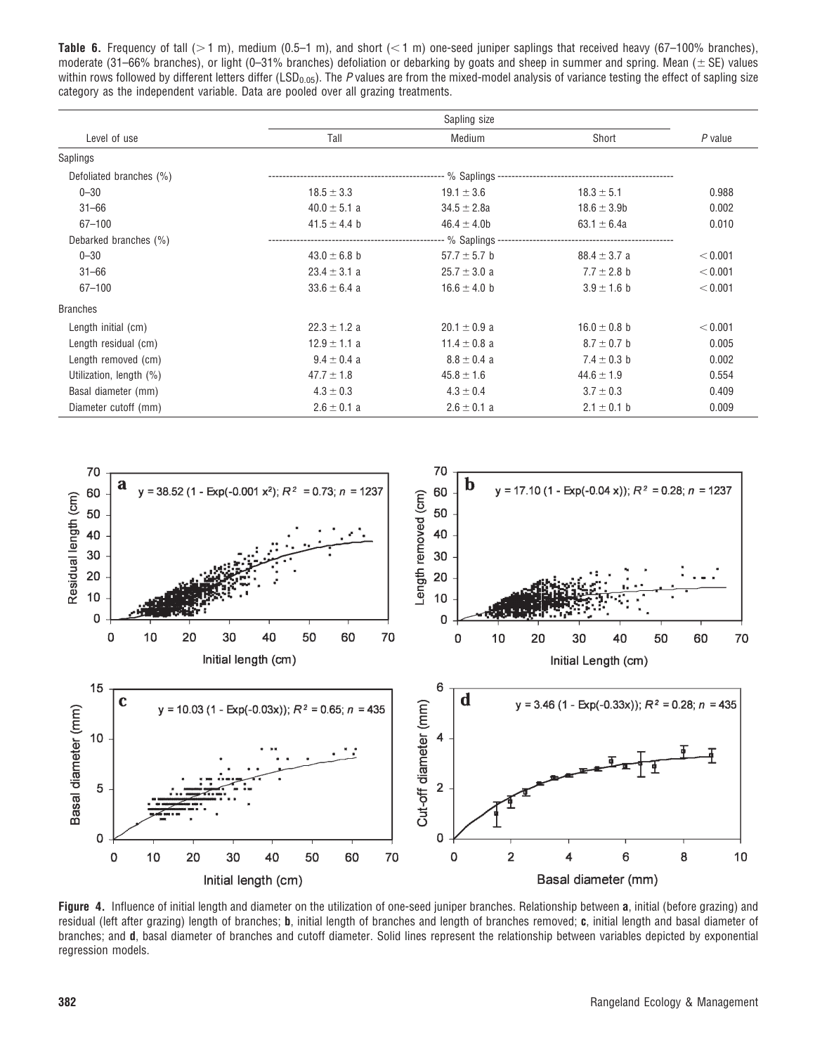**Table 6.** Frequency of tall (> 1 m), medium (0.5–1 m), and short (< 1 m) one-seed juniper saplings that received heavy (67–100% branches), moderate (31–66% branches), or light (0–31% branches) defoliation or debarking by goats and sheep in summer and spring. Mean (± SE) values within rows followed by different letters differ ($LSD_{0.05}$). The *P* values are from the mixed-model analysis of variance testing the effect of sapling size category as the independent variable. Data are pooled over all grazing treatments.

| Level of use | Sapling size | | | *P* value |
|---|---|---|---|---|
| | Tall | Medium | Short | |
| Saplings | | | | |
| Defoliated branches (%) | % Saplings | | | |
| 0–30 | 18.5 ± 3.3 | 19.1 ± 3.6 | 18.3 ± 5.1 | 0.988 |
| 31–66 | 40.0 ± 5.1 a | 34.5 ± 2.8a | 18.6 ± 3.9b | 0.002 |
| 67–100 | 41.5 ± 4.4 b | 46.4 ± 4.0b | 63.1 ± 6.4a | 0.010 |
| Debarked branches (%) | % Saplings | | | |
| 0–30 | 43.0 ± 6.8 b | 57.7 ± 5.7 b | 88.4 ± 3.7 a | < 0.001 |
| 31–66 | 23.4 ± 3.1 a | 25.7 ± 3.0 a | 7.7 ± 2.8 b | < 0.001 |
| 67–100 | 33.6 ± 6.4 a | 16.6 ± 4.0 b | 3.9 ± 1.6 b | < 0.001 |
| Branches | | | | |
| Length initial (cm) | 22.3 ± 1.2 a | 20.1 ± 0.9 a | 16.0 ± 0.8 b | < 0.001 |
| Length residual (cm) | 12.9 ± 1.1 a | 11.4 ± 0.8 a | 8.7 ± 0.7 b | 0.005 |
| Length removed (cm) | 9.4 ± 0.4 a | 8.8 ± 0.4 a | 7.4 ± 0.3 b | 0.002 |
| Utilization, length (%) | 47.7 ± 1.8 | 45.8 ± 1.6 | 44.6 ± 1.9 | 0.554 |
| Basal diameter (mm) | 4.3 ± 0.3 | 4.3 ± 0.4 | 3.7 ± 0.3 | 0.409 |
| Diameter cutoff (mm) | 2.6 ± 0.1 a | 2.6 ± 0.1 a | 2.1 ± 0.1 b | 0.009 |

a: $y = 38.52\,(1 - \mathrm{Exp}(-0.001\,x^2))$; $R^2 = 0.73$; $n = 1237$

b: $y = 17.10\,(1 - \mathrm{Exp}(-0.04\,x))$; $R^2 = 0.28$; $n = 1237$

c: $y = 10.03\,(1 - \mathrm{Exp}(-0.03x))$; $R^2 = 0.65$; $n = 435$

d: $y = 3.46\,(1 - \mathrm{Exp}(-0.33x))$; $R^2 = 0.28$; $n = 435$

**Figure 4.** Influence of initial length and diameter on the utilization of one-seed juniper branches. Relationship between **a**, initial (before grazing) and residual (left after grazing) length of branches; **b**, initial length of branches and length of branches removed; **c**, initial length and basal diameter of branches; and **d**, basal diameter of branches and cutoff diameter. Solid lines represent the relationship between variables depicted by exponential regression models.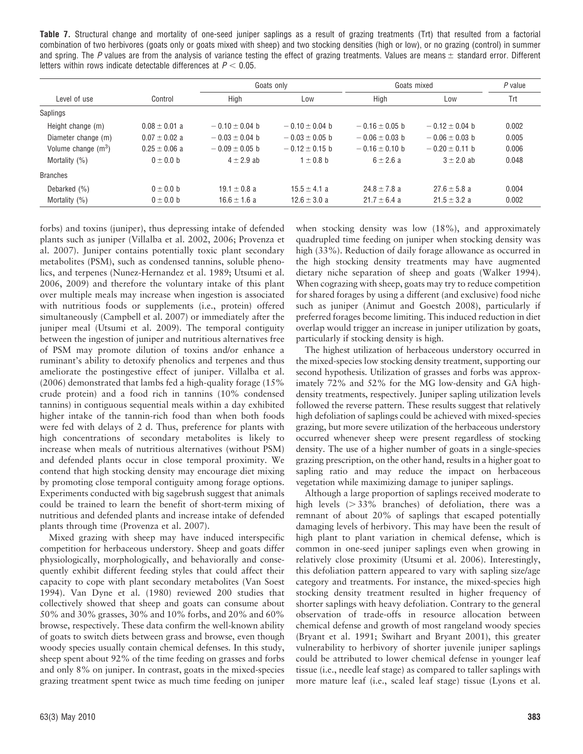**Table 7.** Structural change and mortality of one-seed juniper saplings as a result of grazing treatments (Trt) that resulted from a factorial combination of two herbivores (goats only or goats mixed with sheep) and two stocking densities (high or low), or no grazing (control) in summer and spring. The *P* values are from the analysis of variance testing the effect of grazing treatments. Values are means ± standard error. Different letters within rows indicate detectable differences at $P < 0.05$.

| Level of use | Control | Goats only | | Goats mixed | | *P* value |
|---|---|---|---|---|---|---|
| | | High | Low | High | Low | Trt |
| Saplings | | | | | | |
| Height change (m) | 0.08 ± 0.01 a | − 0.10 ± 0.04 b | − 0.10 ± 0.04 b | − 0.16 ± 0.05 b | − 0.12 ± 0.04 b | 0.002 |
| Diameter change (m) | 0.07 ± 0.02 a | − 0.03 ± 0.04 b | − 0.03 ± 0.05 b | − 0.06 ± 0.03 b | − 0.06 ± 0.03 b | 0.005 |
| Volume change ($m^3$) | 0.25 ± 0.06 a | − 0.09 ± 0.05 b | − 0.12 ± 0.15 b | − 0.16 ± 0.10 b | − 0.20 ± 0.11 b | 0.006 |
| Mortality (%) | 0 ± 0.0 b | 4 ± 2.9 ab | 1 ± 0.8 b | 6 ± 2.6 a | 3 ± 2.0 ab | 0.048 |
| Branches | | | | | | |
| Debarked (%) | 0 ± 0.0 b | 19.1 ± 0.8 a | 15.5 ± 4.1 a | 24.8 ± 7.8 a | 27.6 ± 5.8 a | 0.004 |
| Mortality (%) | 0 ± 0.0 b | 16.6 ± 1.6 a | 12.6 ± 3.0 a | 21.7 ± 6.4 a | 21.5 ± 3.2 a | 0.002 |

forbs) and toxins (juniper), thus depressing intake of defended plants such as juniper (Villalba et al. 2002, 2006; Provenza et al. 2007). Juniper contains potentially toxic plant secondary metabolites (PSM), such as condensed tannins, soluble phenolics, and terpenes (Nunez-Hernandez et al. 1989; Utsumi et al. 2006, 2009) and therefore the voluntary intake of this plant over multiple meals may increase when ingestion is associated with nutritious foods or supplements (i.e., protein) offered simultaneously (Campbell et al. 2007) or immediately after the juniper meal (Utsumi et al. 2009). The temporal contiguity between the ingestion of juniper and nutritious alternatives free of PSM may promote dilution of toxins and/or enhance a ruminant's ability to detoxify phenolics and terpenes and thus ameliorate the postingestive effect of juniper. Villalba et al. (2006) demonstrated that lambs fed a high-quality forage (15% crude protein) and a food rich in tannins (10% condensed tannins) in contiguous sequential meals within a day exhibited higher intake of the tannin-rich food than when both foods were fed with delays of 2 d. Thus, preference for plants with high concentrations of secondary metabolites is likely to increase when meals of nutritious alternatives (without PSM) and defended plants occur in close temporal proximity. We contend that high stocking density may encourage diet mixing by promoting close temporal contiguity among forage options. Experiments conducted with big sagebrush suggest that animals could be trained to learn the benefit of short-term mixing of nutritious and defended plants and increase intake of defended plants through time (Provenza et al. 2007).

Mixed grazing with sheep may have induced interspecific competition for herbaceous understory. Sheep and goats differ physiologically, morphologically, and behaviorally and consequently exhibit different feeding styles that could affect their capacity to cope with plant secondary metabolites (Van Soest 1994). Van Dyne et al. (1980) reviewed 200 studies that collectively showed that sheep and goats can consume about 50% and 30% grasses, 30% and 10% forbs, and 20% and 60% browse, respectively. These data confirm the well-known ability of goats to switch diets between grass and browse, even though woody species usually contain chemical defenses. In this study, sheep spent about 92% of the time feeding on grasses and forbs and only 8% on juniper. In contrast, goats in the mixed-species grazing treatment spent twice as much time feeding on juniper when stocking density was low (18%), and approximately quadrupled time feeding on juniper when stocking density was high (33%). Reduction of daily forage allowance as occurred in the high stocking density treatments may have augmented dietary niche separation of sheep and goats (Walker 1994). When cograzing with sheep, goats may try to reduce competition for shared forages by using a different (and exclusive) food niche such as juniper (Animut and Goestch 2008), particularly if preferred forages become limiting. This induced reduction in diet overlap would trigger an increase in juniper utilization by goats, particularly if stocking density is high.

The highest utilization of herbaceous understory occurred in the mixed-species low stocking density treatment, supporting our second hypothesis. Utilization of grasses and forbs was approximately 72% and 52% for the MG low-density and GA high-density treatments, respectively. Juniper sapling utilization levels followed the reverse pattern. These results suggest that relatively high defoliation of saplings could be achieved with mixed-species grazing, but more severe utilization of the herbaceous understory occurred whenever sheep were present regardless of stocking density. The use of a higher number of goats in a single-species grazing prescription, on the other hand, results in a higher goat to sapling ratio and may reduce the impact on herbaceous vegetation while maximizing damage to juniper saplings.

Although a large proportion of saplings received moderate to high levels (> 33% branches) of defoliation, there was a remnant of about 20% of saplings that escaped potentially damaging levels of herbivory. This may have been the result of high plant to plant variation in chemical defense, which is common in one-seed juniper saplings even when growing in relatively close proximity (Utsumi et al. 2006). Interestingly, this defoliation pattern appeared to vary with sapling size/age category and treatments. For instance, the mixed-species high stocking density treatment resulted in higher frequency of shorter saplings with heavy defoliation. Contrary to the general observation of trade-offs in resource allocation between chemical defense and growth of most rangeland woody species (Bryant et al. 1991; Swihart and Bryant 2001), this greater vulnerability to herbivory of shorter juvenile juniper saplings could be attributed to lower chemical defense in younger leaf tissue (i.e., needle leaf stage) as compared to taller saplings with more mature leaf (i.e., scaled leaf stage) tissue (Lyons et al.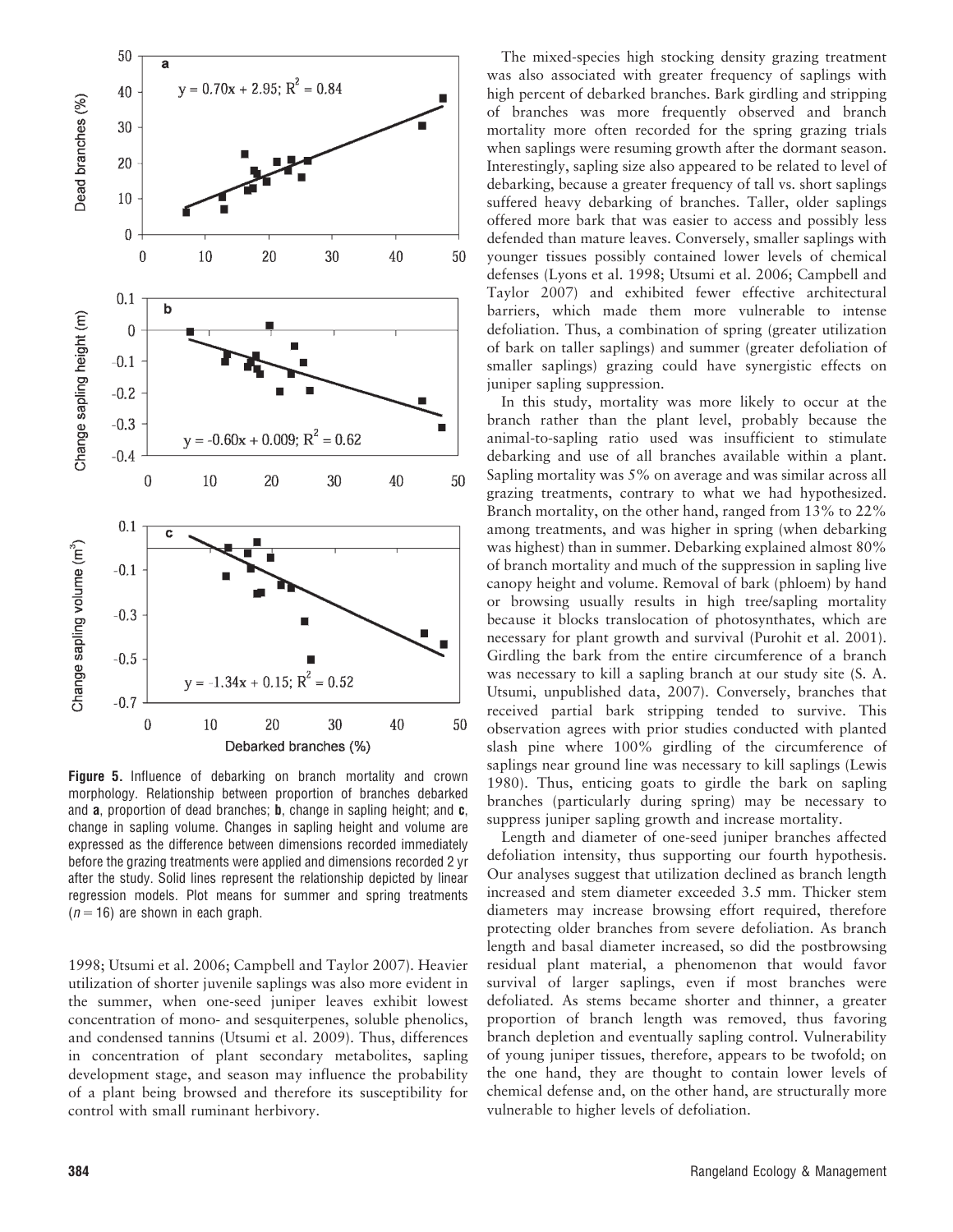Figure 5. Influence of debarking on branch mortality and crown morphology. Relationship between proportion of branches debarked and **a**, proportion of dead branches; **b**, change in sapling height; and **c**, change in sapling volume. Changes in sapling height and volume are expressed as the difference between dimensions recorded immediately before the grazing treatments were applied and dimensions recorded 2 yr after the study. Solid lines represent the relationship depicted by linear regression models. Plot means for summer and spring treatments ($n = 16$) are shown in each graph.

1998; Utsumi et al. 2006; Campbell and Taylor 2007). Heavier utilization of shorter juvenile saplings was also more evident in the summer, when one-seed juniper leaves exhibit lowest concentration of mono- and sesquiterpenes, soluble phenolics, and condensed tannins (Utsumi et al. 2009). Thus, differences in concentration of plant secondary metabolites, sapling development stage, and season may influence the probability of a plant being browsed and therefore its susceptibility for control with small ruminant herbivory.

The mixed-species high stocking density grazing treatment was also associated with greater frequency of saplings with high percent of debarked branches. Bark girdling and stripping of branches was more frequently observed and branch mortality more often recorded for the spring grazing trials when saplings were resuming growth after the dormant season. Interestingly, sapling size also appeared to be related to level of debarking, because a greater frequency of tall vs. short saplings suffered heavy debarking of branches. Taller, older saplings offered more bark that was easier to access and possibly less defended than mature leaves. Conversely, smaller saplings with younger tissues possibly contained lower levels of chemical defenses (Lyons et al. 1998; Utsumi et al. 2006; Campbell and Taylor 2007) and exhibited fewer effective architectural barriers, which made them more vulnerable to intense defoliation. Thus, a combination of spring (greater utilization of bark on taller saplings) and summer (greater defoliation of smaller saplings) grazing could have synergistic effects on juniper sapling suppression.

In this study, mortality was more likely to occur at the branch rather than the plant level, probably because the animal-to-sapling ratio used was insufficient to stimulate debarking and use of all branches available within a plant. Sapling mortality was 5% on average and was similar across all grazing treatments, contrary to what we had hypothesized. Branch mortality, on the other hand, ranged from 13% to 22% among treatments, and was higher in spring (when debarking was highest) than in summer. Debarking explained almost 80% of branch mortality and much of the suppression in sapling live canopy height and volume. Removal of bark (phloem) by hand or browsing usually results in high tree/sapling mortality because it blocks translocation of photosynthates, which are necessary for plant growth and survival (Purohit et al. 2001). Girdling the bark from the entire circumference of a branch was necessary to kill a sapling branch at our study site (S. A. Utsumi, unpublished data, 2007). Conversely, branches that received partial bark stripping tended to survive. This observation agrees with prior studies conducted with planted slash pine where 100% girdling of the circumference of saplings near ground line was necessary to kill saplings (Lewis 1980). Thus, enticing goats to girdle the bark on sapling branches (particularly during spring) may be necessary to suppress juniper sapling growth and increase mortality.

Length and diameter of one-seed juniper branches affected defoliation intensity, thus supporting our fourth hypothesis. Our analyses suggest that utilization declined as branch length increased and stem diameter exceeded 3.5 mm. Thicker stem diameters may increase browsing effort required, therefore protecting older branches from severe defoliation. As branch length and basal diameter increased, so did the postbrowsing residual plant material, a phenomenon that would favor survival of larger saplings, even if most branches were defoliated. As stems became shorter and thinner, a greater proportion of branch length was removed, thus favoring branch depletion and eventually sapling control. Vulnerability of young juniper tissues, therefore, appears to be twofold; on the one hand, they are thought to contain lower levels of chemical defense and, on the other hand, are structurally more vulnerable to higher levels of defoliation.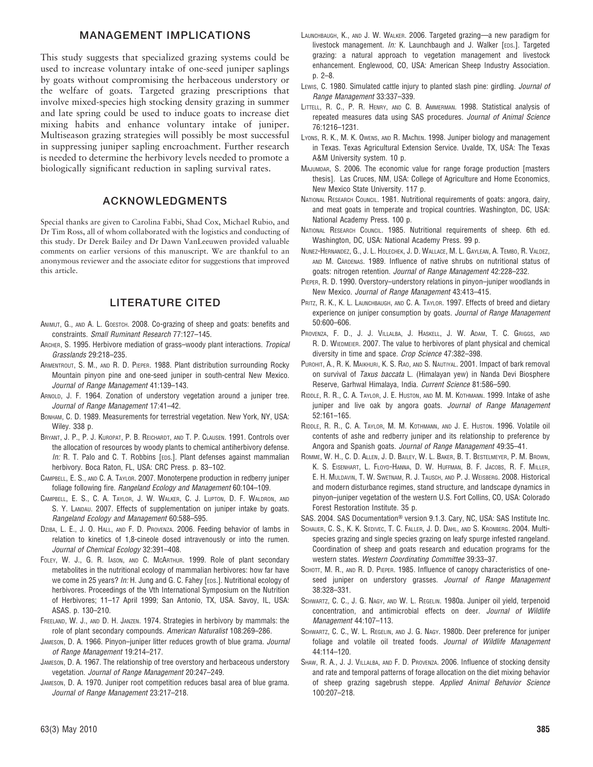## MANAGEMENT IMPLICATIONS

This study suggests that specialized grazing systems could be used to increase voluntary intake of one-seed juniper saplings by goats without compromising the herbaceous understory or the welfare of goats. Targeted grazing prescriptions that involve mixed-species high stocking density grazing in summer and late spring could be used to induce goats to increase diet mixing habits and enhance voluntary intake of juniper. Multiseason grazing strategies will possibly be most successful in suppressing juniper sapling encroachment. Further research is needed to determine the herbivory levels needed to promote a biologically significant reduction in sapling survival rates.

## ACKNOWLEDGMENTS

Special thanks are given to Carolina Fabbi, Shad Cox, Michael Rubio, and Dr Tim Ross, all of whom collaborated with the logistics and conducting of this study. Dr Derek Bailey and Dr Dawn VanLeeuwen provided valuable comments on earlier versions of this manuscript. We are thankful to an anonymous reviewer and the associate editor for suggestions that improved this article.

## LITERATURE CITED

Animut, G., and A. L. Goestch. 2008. Co-grazing of sheep and goats: benefits and constraints. *Small Ruminant Research* 77:127–145.

Archer, S. 1995. Herbivore mediation of grass–woody plant interactions. *Tropical Grasslands* 29:218–235.

Armentrout, S. M., and R. D. Pieper. 1988. Plant distribution surrounding Rocky Mountain pinyon pine and one-seed juniper in south-central New Mexico. *Journal of Range Management* 41:139–143.

Arnold, J. F. 1964. Zonation of understory vegetation around a juniper tree. *Journal of Range Management* 17:41–42.

Bonham, C. D. 1989. Measurements for terrestrial vegetation. New York, NY, USA: Wiley. 338 p.

Bryant, J. P., P. J. Kuropat, P. B. Reichardt, and T. P. Clausen. 1991. Controls over the allocation of resources by woody plants to chemical antiherbivory defense. *In:* R. T. Palo and C. T. Robbins [eds.]. Plant defenses against mammalian herbivory. Boca Raton, FL, USA: CRC Press. p. 83–102.

Campbell, E. S., and C. A. Taylor. 2007. Monoterpene production in redberry juniper foliage following fire. *Rangeland Ecology and Management* 60:104–109.

Campbell, E. S., C. A. Taylor, J. W. Walker, C. J. Lupton, D. F. Waldron, and S. Y. Landau. 2007. Effects of supplementation on juniper intake by goats. *Rangeland Ecology and Management* 60:588–595.

Dziba, L. E., J. O. Hall, and F. D. Provenza. 2006. Feeding behavior of lambs in relation to kinetics of 1,8-cineole dosed intravenously or into the rumen. *Journal of Chemical Ecology* 32:391–408.

Foley, W. J., G. R. Iason, and C. McArthur. 1999. Role of plant secondary metabolites in the nutritional ecology of mammalian herbivores: how far have we come in 25 years? *In:* H. Jung and G. C. Fahey [eds.]. Nutritional ecology of herbivores. Proceedings of the Vth International Symposium on the Nutrition of Herbivores; 11–17 April 1999; San Antonio, TX, USA. Savoy, IL, USA: ASAS. p. 130–210.

Freeland, W. J., and D. H. Janzen. 1974. Strategies in herbivory by mammals: the role of plant secondary compounds. *American Naturalist* 108:269–286.

Jameson, D. A. 1966. Pinyon–juniper litter reduces growth of blue grama. *Journal of Range Management* 19:214–217.

Jameson, D. A. 1967. The relationship of tree overstory and herbaceous understory vegetation. *Journal of Range Management* 20:247–249.

Jameson, D. A. 1970. Juniper root competition reduces basal area of blue grama. *Journal of Range Management* 23:217–218.

Launchbaugh, K., and J. W. Walker. 2006. Targeted grazing—a new paradigm for livestock management. *In:* K. Launchbaugh and J. Walker [eds.]. Targeted grazing: a natural approach to vegetation management and livestock enhancement. Englewood, CO, USA: American Sheep Industry Association. p. 2–8.

Lewis, C. 1980. Simulated cattle injury to planted slash pine: girdling. *Journal of Range Management* 33:337–339.

Littell, R. C., P. R. Henry, and C. B. Ammerman. 1998. Statistical analysis of repeated measures data using SAS procedures. *Journal of Animal Science* 76:1216–1231.

Lyons, R. K., M. K. Owens, and R. Machen. 1998. Juniper biology and management in Texas. Texas Agricultural Extension Service. Uvalde, TX, USA: The Texas A&M University system. 10 p.

Majumdar, S. 2006. The economic value for range forage production [masters thesis]. Las Cruces, NM, USA: College of Agriculture and Home Economics, New Mexico State University. 117 p.

National Research Council. 1981. Nutritional requirements of goats: angora, dairy, and meat goats in temperate and tropical countries. Washington, DC, USA: National Academy Press. 100 p.

National Research Council. 1985. Nutritional requirements of sheep. 6th ed. Washington, DC, USA: National Academy Press. 99 p.

Nunez-Hernandez, G., J. L. Holechek, J. D. Wallace, M. L. Gaylean, A. Tembo, R. Valdez, and M. Cárdenas. 1989. Influence of native shrubs on nutritional status of goats: nitrogen retention. *Journal of Range Management* 42:228–232.

Pieper, R. D. 1990. Overstory–understory relations in pinyon–juniper woodlands in New Mexico. *Journal of Range Management* 43:413–415.

Pritz, R. K., K. L. Launchbaugh, and C. A. Taylor. 1997. Effects of breed and dietary experience on juniper consumption by goats. *Journal of Range Management* 50:600–606.

Provenza, F. D., J. J. Villalba, J. Haskell, J. W. Adam, T. C. Griggs, and R. D. Wiedmeier. 2007. The value to herbivores of plant physical and chemical diversity in time and space. *Crop Science* 47:382–398.

Purohit, A., R. K. Maikhuri, K. S. Rao, and S. Nautiyal. 2001. Impact of bark removal on survival of *Taxus baccata* L. (Himalayan yew) in Nanda Devi Biosphere Reserve, Garhwal Himalaya, India. *Current Science* 81:586–590.

Riddle, R. R., C. A. Taylor, J. E. Huston, and M. M. Kothmann. 1999. Intake of ashe juniper and live oak by angora goats. *Journal of Range Management* 52:161–165.

Riddle, R. R., C. A. Taylor, M. M. Kothmann, and J. E. Huston. 1996. Volatile oil contents of ashe and redberry juniper and its relationship to preference by Angora and Spanish goats. *Journal of Range Management* 49:35–41.

Romme, W. H., C. D. Allen, J. D. Bailey, W. L. Baker, B. T. Bestelmeyer, P. M. Brown, K. S. Eisenhart, L. Floyd-Hanna, D. W. Huffman, B. F. Jacobs, R. F. Miller, E. H. Muldavin, T. W. Swetnam, R. J. Tausch, and P. J. Weisberg. 2008. Historical and modern disturbance regimes, stand structure, and landscape dynamics in pinyon–juniper vegetation of the western U.S. Fort Collins, CO, USA: Colorado Forest Restoration Institute. 35 p.

SAS. 2004. SAS Documentation® version 9.1.3. Cary, NC, USA: SAS Institute Inc.

Schauer, C. S., K. K. Sedivec, T. C. Faller, J. D. Dahl, and S. Kronberg. 2004. Multi-species grazing and single species grazing on leafy spurge infested rangeland. Coordination of sheep and goats research and education programs for the western states. *Western Coordinating Committee* 39:33–37.

Schott, M. R., and R. D. Pieper. 1985. Influence of canopy characteristics of one-seed juniper on understory grasses. *Journal of Range Management* 38:328–331.

Schwartz, C. C., J. G. Nagy, and W. L. Regelin. 1980a. Juniper oil yield, terpenoid concentration, and antimicrobial effects on deer. *Journal of Wildlife Management* 44:107–113.

Schwartz, C. C., W. L. Regelin, and J. G. Nagy. 1980b. Deer preference for juniper foliage and volatile oil treated foods. *Journal of Wildlife Management* 44:114–120.

Shaw, R. A., J. J. Villalba, and F. D. Provenza. 2006. Influence of stocking density and rate and temporal patterns of forage allocation on the diet mixing behavior of sheep grazing sagebrush steppe. *Applied Animal Behavior Science* 100:207–218.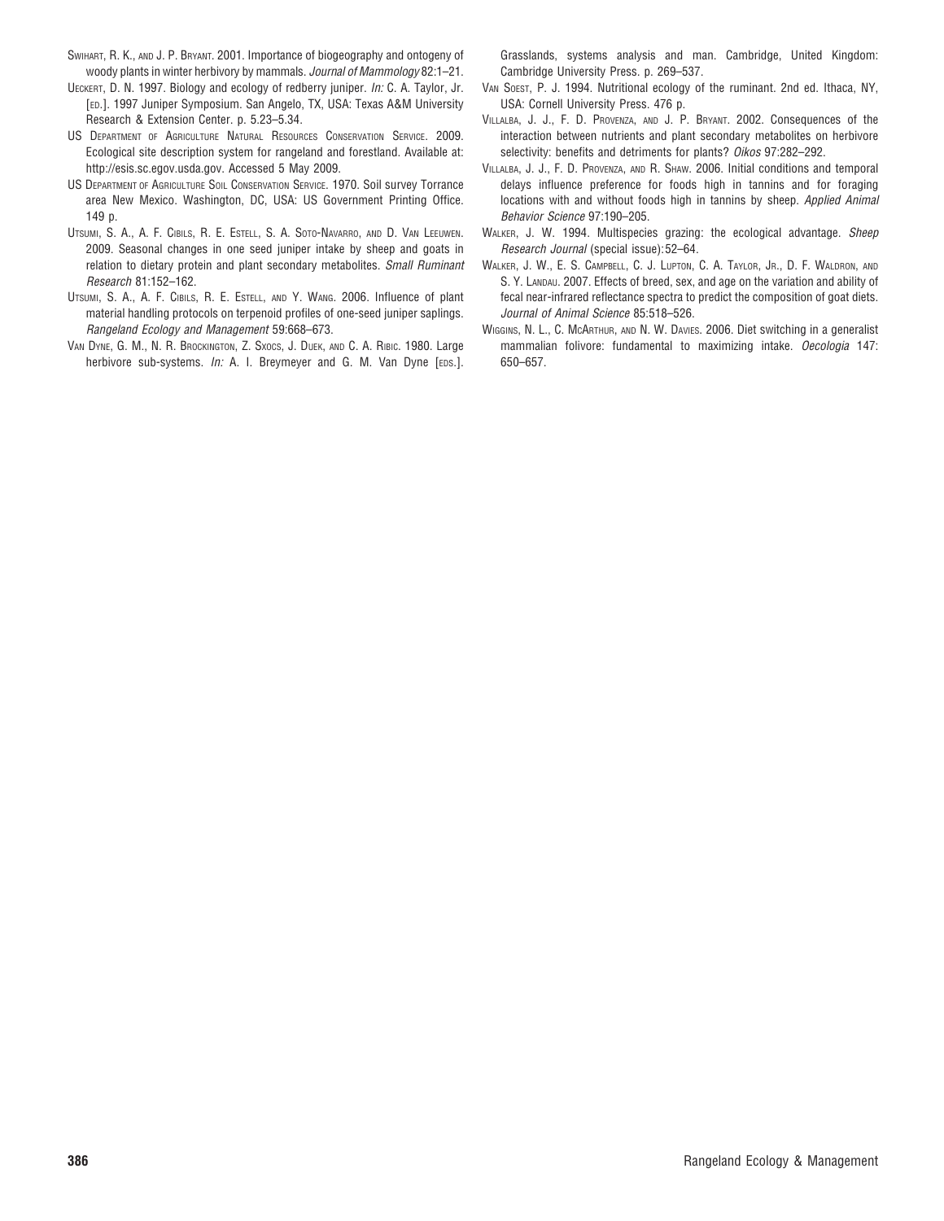Swihart, R. K., and J. P. Bryant. 2001. Importance of biogeography and ontogeny of woody plants in winter herbivory by mammals. *Journal of Mammology* 82:1–21.

Ueckert, D. N. 1997. Biology and ecology of redberry juniper. *In:* C. A. Taylor, Jr. [ed.]. 1997 Juniper Symposium. San Angelo, TX, USA: Texas A&M University Research & Extension Center. p. 5.23–5.34.

US Department of Agriculture Natural Resources Conservation Service. 2009. Ecological site description system for rangeland and forestland. Available at: http://esis.sc.egov.usda.gov. Accessed 5 May 2009.

US Department of Agriculture Soil Conservation Service. 1970. Soil survey Torrance area New Mexico. Washington, DC, USA: US Government Printing Office. 149 p.

Utsumi, S. A., A. F. Cibils, R. E. Estell, S. A. Soto-Navarro, and D. Van Leeuwen. 2009. Seasonal changes in one seed juniper intake by sheep and goats in relation to dietary protein and plant secondary metabolites. *Small Ruminant Research* 81:152–162.

Utsumi, S. A., A. F. Cibils, R. E. Estell, and Y. Wang. 2006. Influence of plant material handling protocols on terpenoid profiles of one-seed juniper saplings. *Rangeland Ecology and Management* 59:668–673.

Van Dyne, G. M., N. R. Brockington, Z. Sxocs, J. Duek, and C. A. Ribic. 1980. Large herbivore sub-systems. *In:* A. I. Breymeyer and G. M. Van Dyne [eds.]. Grasslands, systems analysis and man. Cambridge, United Kingdom: Cambridge University Press. p. 269–537.

Van Soest, P. J. 1994. Nutritional ecology of the ruminant. 2nd ed. Ithaca, NY, USA: Cornell University Press. 476 p.

Villalba, J. J., F. D. Provenza, and J. P. Bryant. 2002. Consequences of the interaction between nutrients and plant secondary metabolites on herbivore selectivity: benefits and detriments for plants? *Oikos* 97:282–292.

Villalba, J. J., F. D. Provenza, and R. Shaw. 2006. Initial conditions and temporal delays influence preference for foods high in tannins and for foraging locations with and without foods high in tannins by sheep. *Applied Animal Behavior Science* 97:190–205.

Walker, J. W. 1994. Multispecies grazing: the ecological advantage. *Sheep Research Journal* (special issue):52–64.

Walker, J. W., E. S. Campbell, C. J. Lupton, C. A. Taylor, Jr., D. F. Waldron, and S. Y. Landau. 2007. Effects of breed, sex, and age on the variation and ability of fecal near-infrared reflectance spectra to predict the composition of goat diets. *Journal of Animal Science* 85:518–526.

Wiggins, N. L., C. McArthur, and N. W. Davies. 2006. Diet switching in a generalist mammalian folivore: fundamental to maximizing intake. *Oecologia* 147: 650–657.